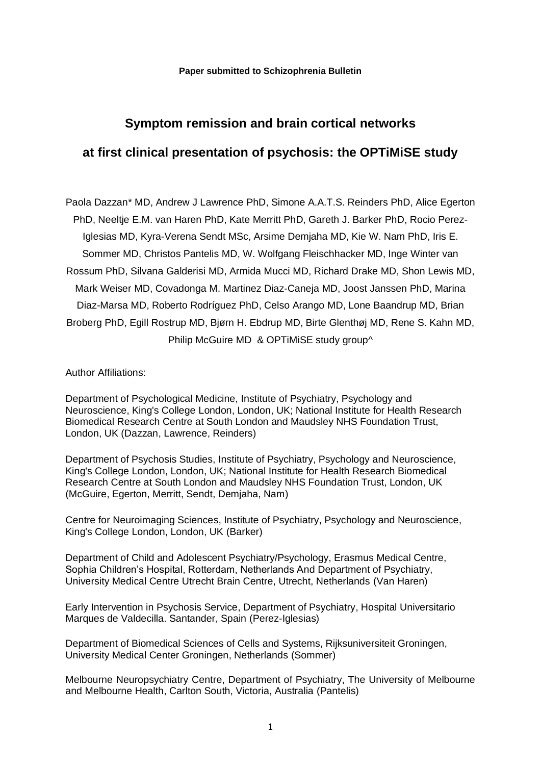**Paper submitted to Schizophrenia Bulletin**

# Symptom remission and brain cortical networks at first clinical presentation of psychosis: the OPTiMiSE study

Paola Dazzan* MD, Andrew J Lawrence PhD, Simone A.A.T.S. Reinders PhD, Alice Egerton PhD, Neeltje E.M. van Haren PhD, Kate Merritt PhD, Gareth J. Barker PhD, Rocio Perez-Iglesias MD, Kyra-Verena Sendt MSc, Arsime Demjaha MD, Kie W. Nam PhD, Iris E. Sommer MD, Christos Pantelis MD, W. Wolfgang Fleischhacker MD, Inge Winter van Rossum PhD, Silvana Galderisi MD, Armida Mucci MD, Richard Drake MD, Shon Lewis MD, Mark Weiser MD, Covadonga M. Martinez Diaz-Caneja MD, Joost Janssen PhD, Marina Diaz-Marsa MD, Roberto Rodríguez PhD, Celso Arango MD, Lone Baandrup MD, Brian Broberg PhD, Egill Rostrup MD, Bjørn H. Ebdrup MD, Birte Glenthøj MD, Rene S. Kahn MD, Philip McGuire MD & OPTiMiSE study group^

Author Affiliations:

Department of Psychological Medicine, Institute of Psychiatry, Psychology and Neuroscience, King's College London, London, UK; National Institute for Health Research Biomedical Research Centre at South London and Maudsley NHS Foundation Trust, London, UK (Dazzan, Lawrence, Reinders)

Department of Psychosis Studies, Institute of Psychiatry, Psychology and Neuroscience, King's College London, London, UK; National Institute for Health Research Biomedical Research Centre at South London and Maudsley NHS Foundation Trust, London, UK (McGuire, Egerton, Merritt, Sendt, Demjaha, Nam)

Centre for Neuroimaging Sciences, Institute of Psychiatry, Psychology and Neuroscience, King's College London, London, UK (Barker)

Department of Child and Adolescent Psychiatry/Psychology, Erasmus Medical Centre, Sophia Children's Hospital, Rotterdam, Netherlands And Department of Psychiatry, University Medical Centre Utrecht Brain Centre, Utrecht, Netherlands (Van Haren)

Early Intervention in Psychosis Service, Department of Psychiatry, Hospital Universitario Marques de Valdecilla. Santander, Spain (Perez-Iglesias)

Department of Biomedical Sciences of Cells and Systems, Rijksuniversiteit Groningen, University Medical Center Groningen, Netherlands (Sommer)

Melbourne Neuropsychiatry Centre, Department of Psychiatry, The University of Melbourne and Melbourne Health, Carlton South, Victoria, Australia (Pantelis)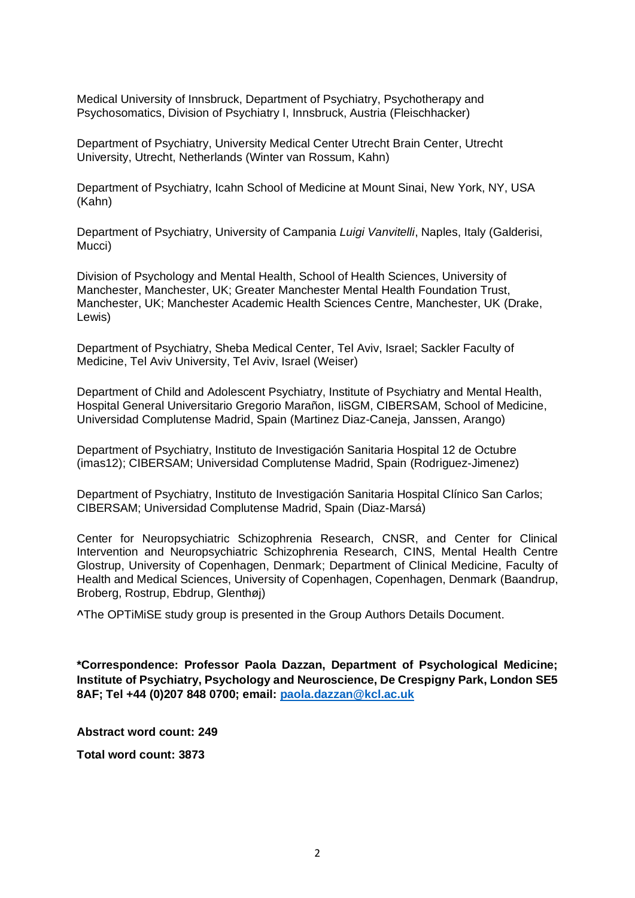Medical University of Innsbruck, Department of Psychiatry, Psychotherapy and Psychosomatics, Division of Psychiatry I, Innsbruck, Austria (Fleischhacker)

Department of Psychiatry, University Medical Center Utrecht Brain Center, Utrecht University, Utrecht, Netherlands (Winter van Rossum, Kahn)

Department of Psychiatry, Icahn School of Medicine at Mount Sinai, New York, NY, USA (Kahn)

Department of Psychiatry, University of Campania *Luigi Vanvitelli*, Naples, Italy (Galderisi, Mucci)

Division of Psychology and Mental Health, School of Health Sciences, University of Manchester, Manchester, UK; Greater Manchester Mental Health Foundation Trust, Manchester, UK; Manchester Academic Health Sciences Centre, Manchester, UK (Drake, Lewis)

Department of Psychiatry, Sheba Medical Center, Tel Aviv, Israel; Sackler Faculty of Medicine, Tel Aviv University, Tel Aviv, Israel (Weiser)

Department of Child and Adolescent Psychiatry, Institute of Psychiatry and Mental Health, Hospital General Universitario Gregorio Marañon, IiSGM, CIBERSAM, School of Medicine, Universidad Complutense Madrid, Spain (Martinez Diaz-Caneja, Janssen, Arango)

Department of Psychiatry, Instituto de Investigación Sanitaria Hospital 12 de Octubre (imas12); CIBERSAM; Universidad Complutense Madrid, Spain (Rodriguez-Jimenez)

Department of Psychiatry, Instituto de Investigación Sanitaria Hospital Clínico San Carlos; CIBERSAM; Universidad Complutense Madrid, Spain (Diaz-Marsá)

Center for Neuropsychiatric Schizophrenia Research, CNSR, and Center for Clinical Intervention and Neuropsychiatric Schizophrenia Research, CINS, Mental Health Centre Glostrup, University of Copenhagen, Denmark; Department of Clinical Medicine, Faculty of Health and Medical Sciences, University of Copenhagen, Copenhagen, Denmark (Baandrup, Broberg, Rostrup, Ebdrup, Glenthøj)

**^**The OPTiMiSE study group is presented in the Group Authors Details Document.

**\*Correspondence: Professor Paola Dazzan, Department of Psychological Medicine; Institute of Psychiatry, Psychology and Neuroscience, De Crespigny Park, London SE5 8AF; Tel +44 (0)207 848 0700; email: paola.dazzan@kcl.ac.uk**

**Abstract word count: 249**

**Total word count: 3873**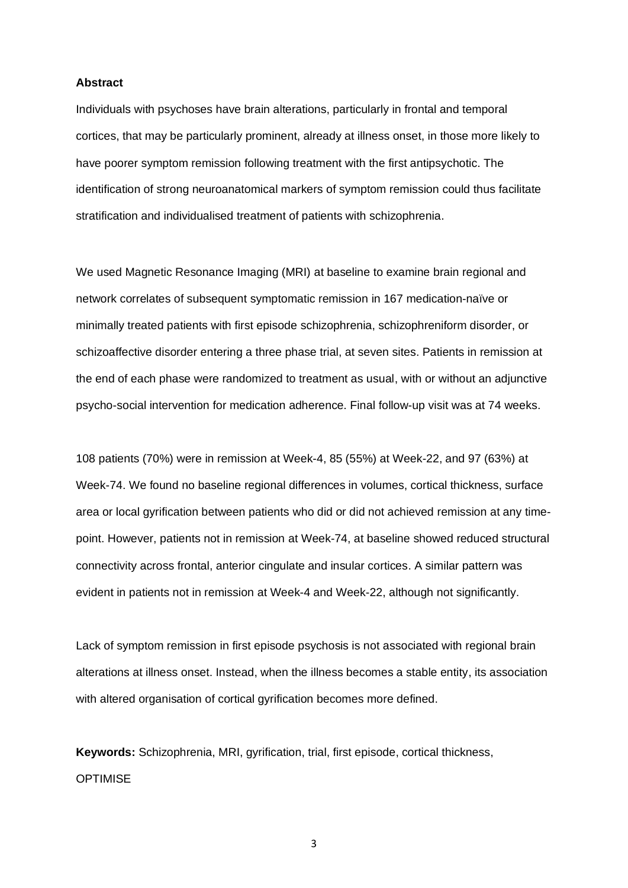**Abstract**

Individuals with psychoses have brain alterations, particularly in frontal and temporal cortices, that may be particularly prominent, already at illness onset, in those more likely to have poorer symptom remission following treatment with the first antipsychotic. The identification of strong neuroanatomical markers of symptom remission could thus facilitate stratification and individualised treatment of patients with schizophrenia.

We used Magnetic Resonance Imaging (MRI) at baseline to examine brain regional and network correlates of subsequent symptomatic remission in 167 medication-naïve or minimally treated patients with first episode schizophrenia, schizophreniform disorder, or schizoaffective disorder entering a three phase trial, at seven sites. Patients in remission at the end of each phase were randomized to treatment as usual, with or without an adjunctive psycho-social intervention for medication adherence. Final follow-up visit was at 74 weeks.

108 patients (70%) were in remission at Week-4, 85 (55%) at Week-22, and 97 (63%) at Week-74. We found no baseline regional differences in volumes, cortical thickness, surface area or local gyrification between patients who did or did not achieved remission at any time-point. However, patients not in remission at Week-74, at baseline showed reduced structural connectivity across frontal, anterior cingulate and insular cortices. A similar pattern was evident in patients not in remission at Week-4 and Week-22, although not significantly.

Lack of symptom remission in first episode psychosis is not associated with regional brain alterations at illness onset. Instead, when the illness becomes a stable entity, its association with altered organisation of cortical gyrification becomes more defined.

**Keywords:** Schizophrenia, MRI, gyrification, trial, first episode, cortical thickness, OPTIMISE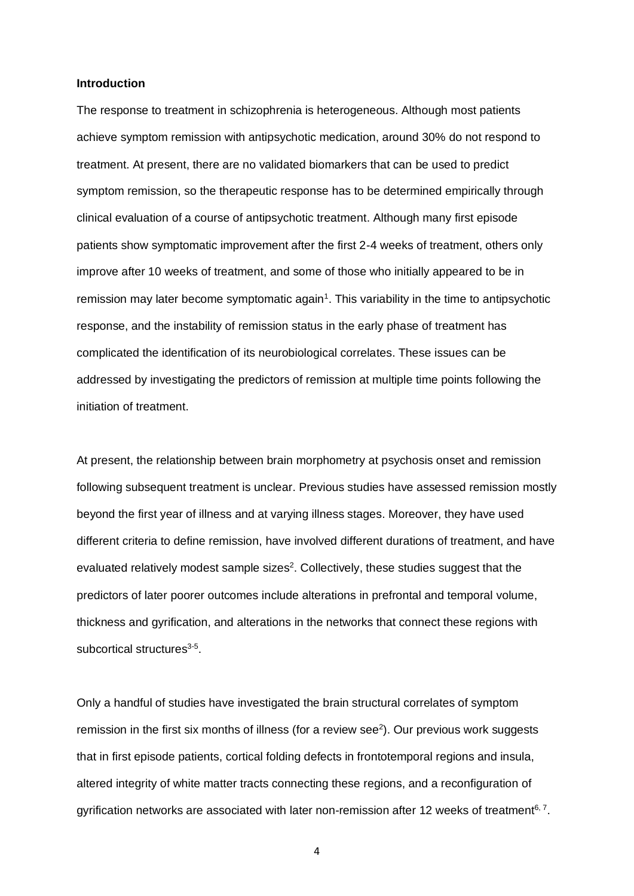**Introduction**

The response to treatment in schizophrenia is heterogeneous. Although most patients achieve symptom remission with antipsychotic medication, around 30% do not respond to treatment. At present, there are no validated biomarkers that can be used to predict symptom remission, so the therapeutic response has to be determined empirically through clinical evaluation of a course of antipsychotic treatment. Although many first episode patients show symptomatic improvement after the first 2-4 weeks of treatment, others only improve after 10 weeks of treatment, and some of those who initially appeared to be in remission may later become symptomatic again[1]. This variability in the time to antipsychotic response, and the instability of remission status in the early phase of treatment has complicated the identification of its neurobiological correlates. These issues can be addressed by investigating the predictors of remission at multiple time points following the initiation of treatment.

At present, the relationship between brain morphometry at psychosis onset and remission following subsequent treatment is unclear. Previous studies have assessed remission mostly beyond the first year of illness and at varying illness stages. Moreover, they have used different criteria to define remission, have involved different durations of treatment, and have evaluated relatively modest sample sizes[2]. Collectively, these studies suggest that the predictors of later poorer outcomes include alterations in prefrontal and temporal volume, thickness and gyrification, and alterations in the networks that connect these regions with subcortical structures[3-5].

Only a handful of studies have investigated the brain structural correlates of symptom remission in the first six months of illness (for a review see[2]). Our previous work suggests that in first episode patients, cortical folding defects in frontotemporal regions and insula, altered integrity of white matter tracts connecting these regions, and a reconfiguration of gyrification networks are associated with later non-remission after 12 weeks of treatment[6, 7].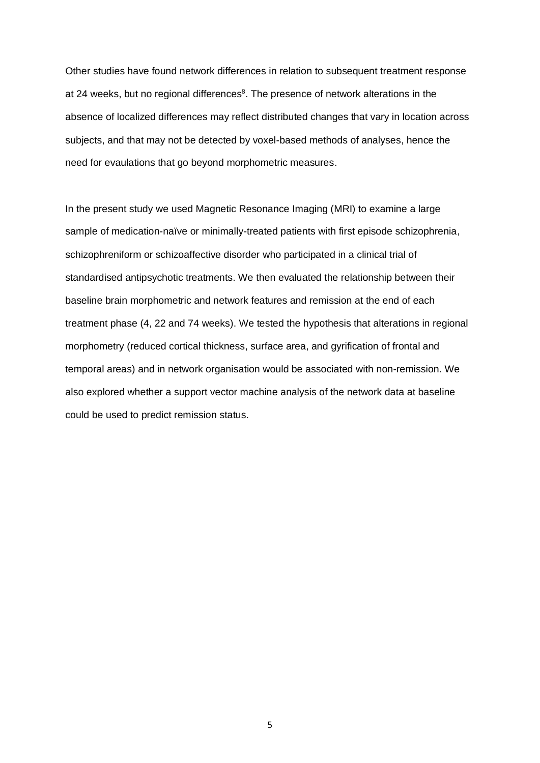Other studies have found network differences in relation to subsequent treatment response at 24 weeks, but no regional differences[8]. The presence of network alterations in the absence of localized differences may reflect distributed changes that vary in location across subjects, and that may not be detected by voxel-based methods of analyses, hence the need for evaulations that go beyond morphometric measures.

In the present study we used Magnetic Resonance Imaging (MRI) to examine a large sample of medication-naïve or minimally-treated patients with first episode schizophrenia, schizophreniform or schizoaffective disorder who participated in a clinical trial of standardised antipsychotic treatments. We then evaluated the relationship between their baseline brain morphometric and network features and remission at the end of each treatment phase (4, 22 and 74 weeks). We tested the hypothesis that alterations in regional morphometry (reduced cortical thickness, surface area, and gyrification of frontal and temporal areas) and in network organisation would be associated with non-remission. We also explored whether a support vector machine analysis of the network data at baseline could be used to predict remission status.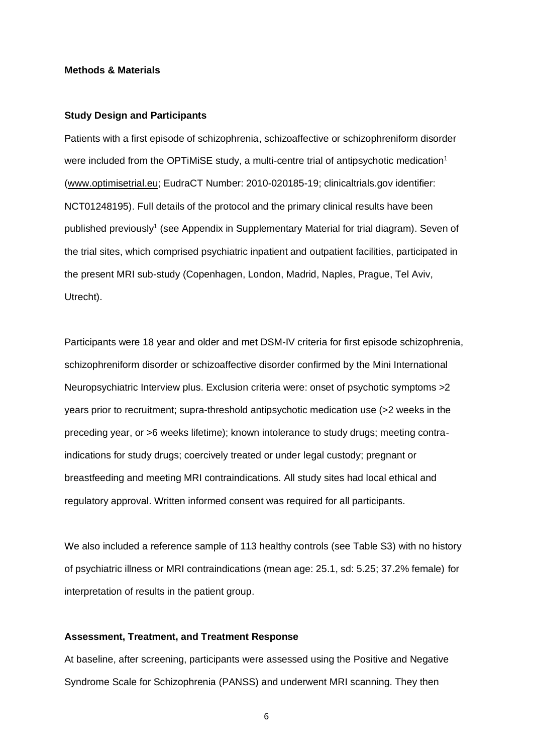**Methods & Materials**

**Study Design and Participants**

Patients with a first episode of schizophrenia, schizoaffective or schizophreniform disorder were included from the OPTiMiSE study, a multi-centre trial of antipsychotic medication[1] (www.optimisetrial.eu; EudraCT Number: 2010-020185-19; clinicaltrials.gov identifier: NCT01248195). Full details of the protocol and the primary clinical results have been published previously[1] (see Appendix in Supplementary Material for trial diagram). Seven of the trial sites, which comprised psychiatric inpatient and outpatient facilities, participated in the present MRI sub-study (Copenhagen, London, Madrid, Naples, Prague, Tel Aviv, Utrecht).

Participants were 18 year and older and met DSM-IV criteria for first episode schizophrenia, schizophreniform disorder or schizoaffective disorder confirmed by the Mini International Neuropsychiatric Interview plus. Exclusion criteria were: onset of psychotic symptoms >2 years prior to recruitment; supra-threshold antipsychotic medication use (>2 weeks in the preceding year, or >6 weeks lifetime); known intolerance to study drugs; meeting contra-indications for study drugs; coercively treated or under legal custody; pregnant or breastfeeding and meeting MRI contraindications. All study sites had local ethical and regulatory approval. Written informed consent was required for all participants.

We also included a reference sample of 113 healthy controls (see Table S3) with no history of psychiatric illness or MRI contraindications (mean age: 25.1, sd: 5.25; 37.2% female) for interpretation of results in the patient group.

**Assessment, Treatment, and Treatment Response**

At baseline, after screening, participants were assessed using the Positive and Negative Syndrome Scale for Schizophrenia (PANSS) and underwent MRI scanning. They then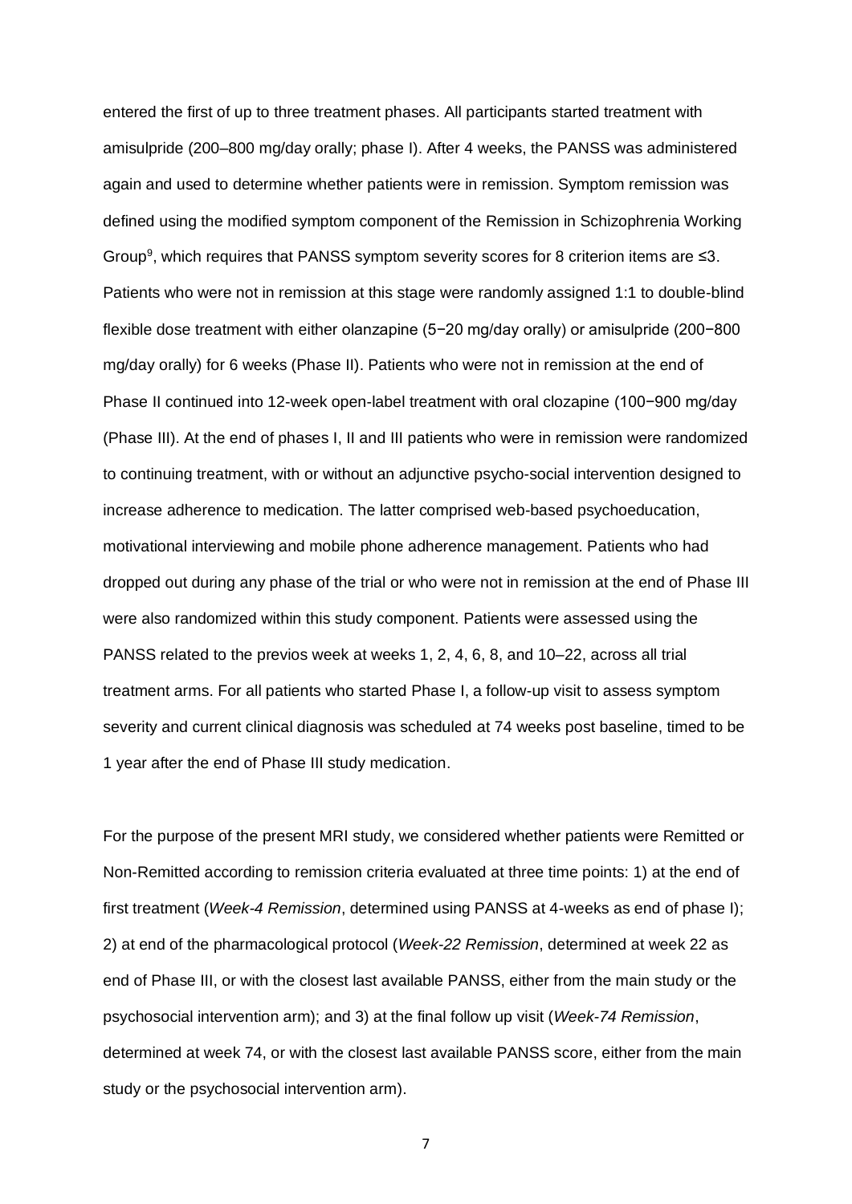entered the first of up to three treatment phases. All participants started treatment with amisulpride (200–800 mg/day orally; phase I). After 4 weeks, the PANSS was administered again and used to determine whether patients were in remission. Symptom remission was defined using the modified symptom component of the Remission in Schizophrenia Working Group[9], which requires that PANSS symptom severity scores for 8 criterion items are ≤3. Patients who were not in remission at this stage were randomly assigned 1:1 to double-blind flexible dose treatment with either olanzapine (5−20 mg/day orally) or amisulpride (200−800 mg/day orally) for 6 weeks (Phase II). Patients who were not in remission at the end of Phase II continued into 12-week open-label treatment with oral clozapine (100−900 mg/day (Phase III). At the end of phases I, II and III patients who were in remission were randomized to continuing treatment, with or without an adjunctive psycho-social intervention designed to increase adherence to medication. The latter comprised web-based psychoeducation, motivational interviewing and mobile phone adherence management. Patients who had dropped out during any phase of the trial or who were not in remission at the end of Phase III were also randomized within this study component. Patients were assessed using the PANSS related to the previos week at weeks 1, 2, 4, 6, 8, and 10–22, across all trial treatment arms. For all patients who started Phase I, a follow-up visit to assess symptom severity and current clinical diagnosis was scheduled at 74 weeks post baseline, timed to be 1 year after the end of Phase III study medication.

For the purpose of the present MRI study, we considered whether patients were Remitted or Non-Remitted according to remission criteria evaluated at three time points: 1) at the end of first treatment (*Week-4 Remission*, determined using PANSS at 4-weeks as end of phase I); 2) at end of the pharmacological protocol (*Week-22 Remission*, determined at week 22 as end of Phase III, or with the closest last available PANSS, either from the main study or the psychosocial intervention arm); and 3) at the final follow up visit (*Week-74 Remission*, determined at week 74, or with the closest last available PANSS score, either from the main study or the psychosocial intervention arm).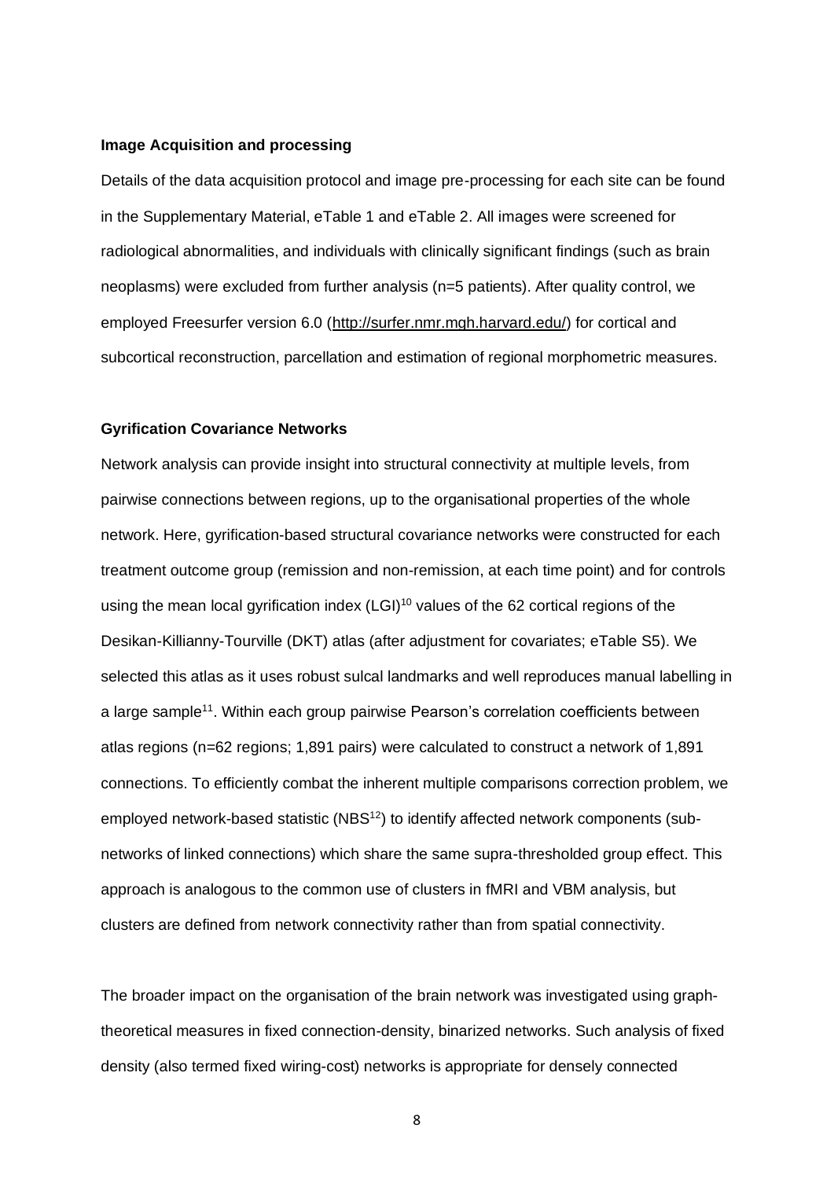**Image Acquisition and processing**

Details of the data acquisition protocol and image pre-processing for each site can be found in the Supplementary Material, eTable 1 and eTable 2. All images were screened for radiological abnormalities, and individuals with clinically significant findings (such as brain neoplasms) were excluded from further analysis (n=5 patients). After quality control, we employed Freesurfer version 6.0 (http://surfer.nmr.mgh.harvard.edu/) for cortical and subcortical reconstruction, parcellation and estimation of regional morphometric measures.

**Gyrification Covariance Networks**

Network analysis can provide insight into structural connectivity at multiple levels, from pairwise connections between regions, up to the organisational properties of the whole network. Here, gyrification-based structural covariance networks were constructed for each treatment outcome group (remission and non-remission, at each time point) and for controls using the mean local gyrification index (LGI)[10] values of the 62 cortical regions of the Desikan-Killianny-Tourville (DKT) atlas (after adjustment for covariates; eTable S5). We selected this atlas as it uses robust sulcal landmarks and well reproduces manual labelling in a large sample[11]. Within each group pairwise Pearson's correlation coefficients between atlas regions (n=62 regions; 1,891 pairs) were calculated to construct a network of 1,891 connections. To efficiently combat the inherent multiple comparisons correction problem, we employed network-based statistic (NBS[12]) to identify affected network components (sub-networks of linked connections) which share the same supra-thresholded group effect. This approach is analogous to the common use of clusters in fMRI and VBM analysis, but clusters are defined from network connectivity rather than from spatial connectivity.

The broader impact on the organisation of the brain network was investigated using graph-theoretical measures in fixed connection-density, binarized networks. Such analysis of fixed density (also termed fixed wiring-cost) networks is appropriate for densely connected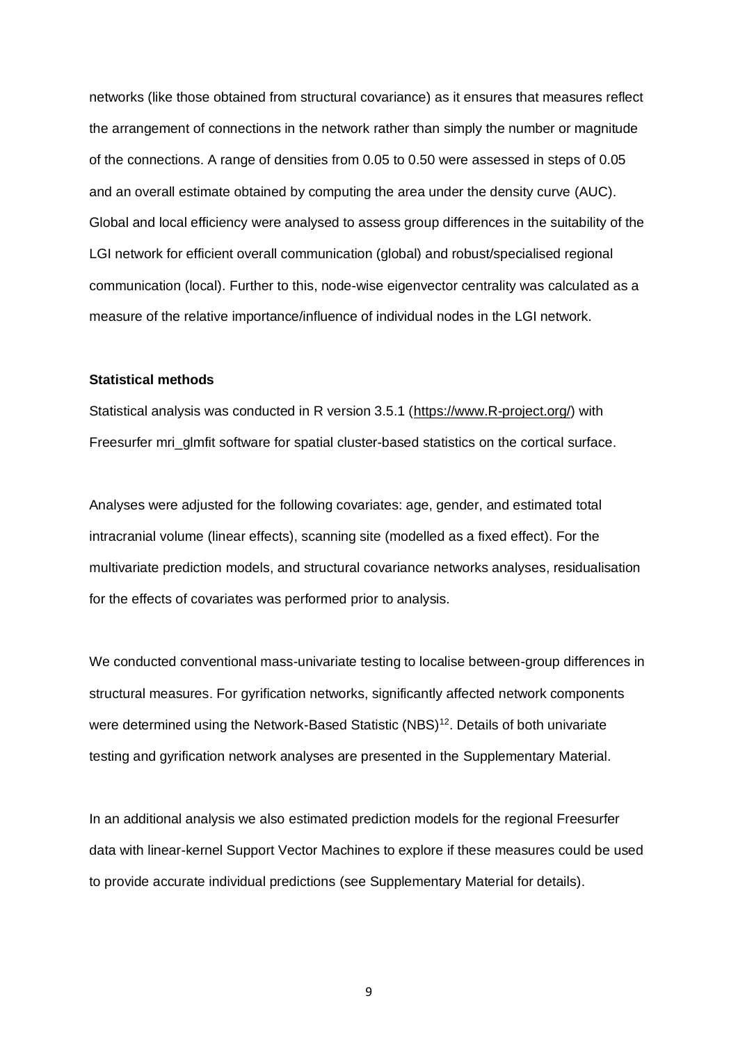networks (like those obtained from structural covariance) as it ensures that measures reflect the arrangement of connections in the network rather than simply the number or magnitude of the connections. A range of densities from 0.05 to 0.50 were assessed in steps of 0.05 and an overall estimate obtained by computing the area under the density curve (AUC). Global and local efficiency were analysed to assess group differences in the suitability of the LGI network for efficient overall communication (global) and robust/specialised regional communication (local). Further to this, node-wise eigenvector centrality was calculated as a measure of the relative importance/influence of individual nodes in the LGI network.

**Statistical methods**

Statistical analysis was conducted in R version 3.5.1 (https://www.R-project.org/) with Freesurfer mri_glmfit software for spatial cluster-based statistics on the cortical surface.

Analyses were adjusted for the following covariates: age, gender, and estimated total intracranial volume (linear effects), scanning site (modelled as a fixed effect). For the multivariate prediction models, and structural covariance networks analyses, residualisation for the effects of covariates was performed prior to analysis.

We conducted conventional mass-univariate testing to localise between-group differences in structural measures. For gyrification networks, significantly affected network components were determined using the Network-Based Statistic (NBS)[12]. Details of both univariate testing and gyrification network analyses are presented in the Supplementary Material.

In an additional analysis we also estimated prediction models for the regional Freesurfer data with linear-kernel Support Vector Machines to explore if these measures could be used to provide accurate individual predictions (see Supplementary Material for details).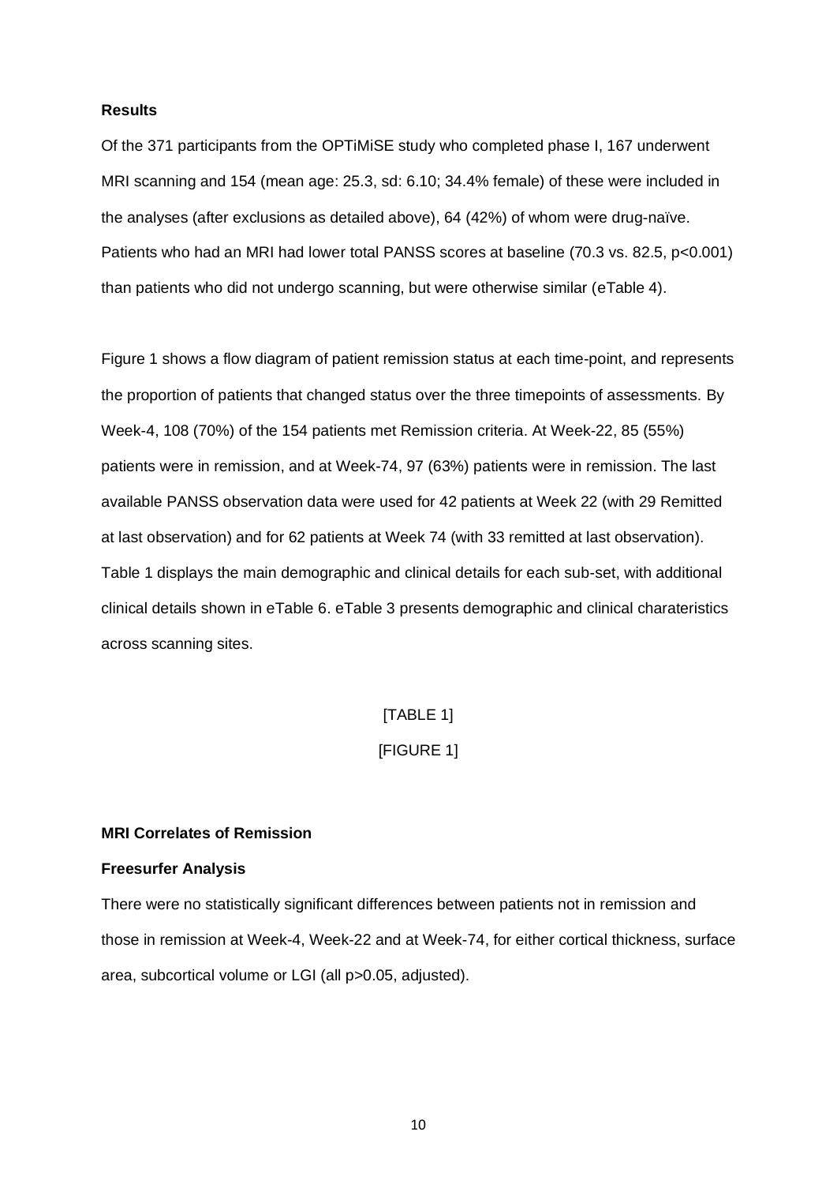**Results**

Of the 371 participants from the OPTiMiSE study who completed phase I, 167 underwent MRI scanning and 154 (mean age: 25.3, sd: 6.10; 34.4% female) of these were included in the analyses (after exclusions as detailed above), 64 (42%) of whom were drug-naïve. Patients who had an MRI had lower total PANSS scores at baseline (70.3 vs. 82.5, $p<0.001$) than patients who did not undergo scanning, but were otherwise similar (eTable 4).

Figure 1 shows a flow diagram of patient remission status at each time-point, and represents the proportion of patients that changed status over the three timepoints of assessments. By Week-4, 108 (70%) of the 154 patients met Remission criteria. At Week-22, 85 (55%) patients were in remission, and at Week-74, 97 (63%) patients were in remission. The last available PANSS observation data were used for 42 patients at Week 22 (with 29 Remitted at last observation) and for 62 patients at Week 74 (with 33 remitted at last observation). Table 1 displays the main demographic and clinical details for each sub-set, with additional clinical details shown in eTable 6. eTable 3 presents demographic and clinical charateristics across scanning sites.

[TABLE 1]

[FIGURE 1]

**MRI Correlates of Remission**

**Freesurfer Analysis**

There were no statistically significant differences between patients not in remission and those in remission at Week-4, Week-22 and at Week-74, for either cortical thickness, surface area, subcortical volume or LGI (all $p>0.05$, adjusted).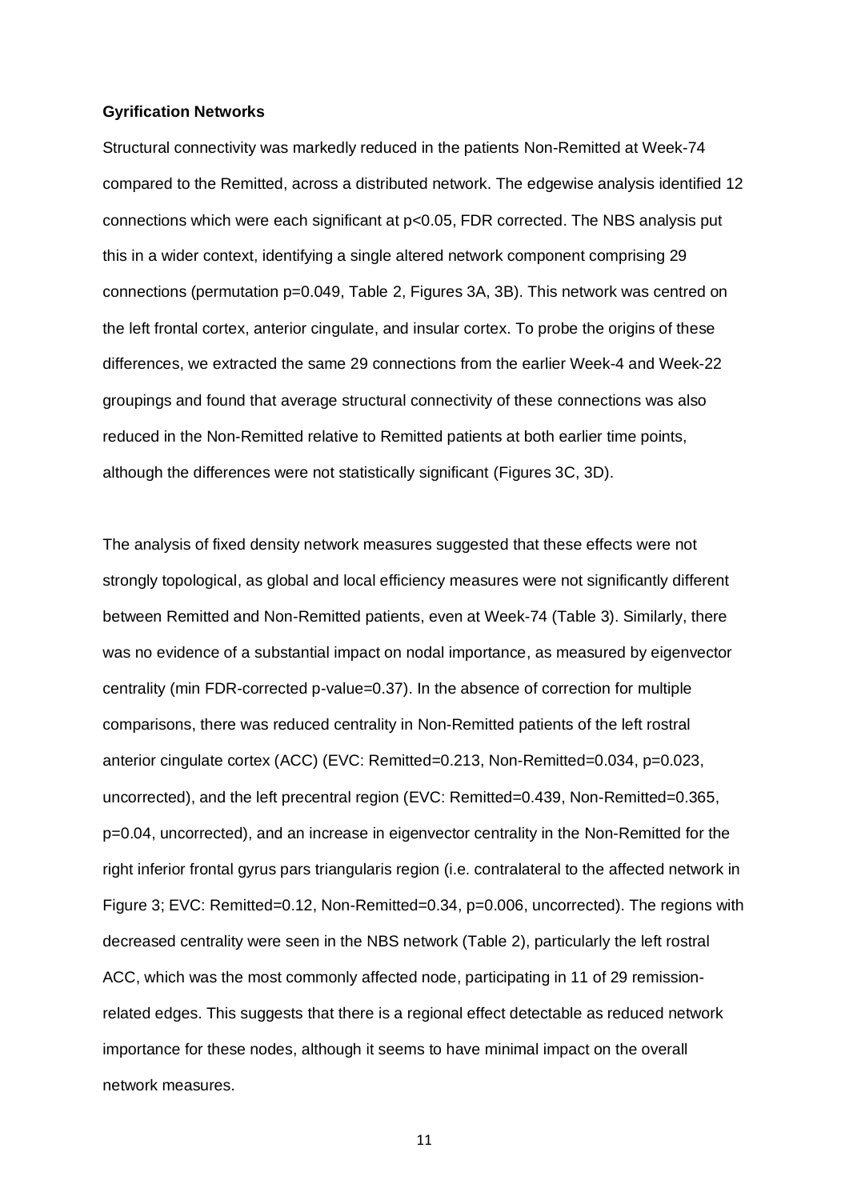**Gyrification Networks**

Structural connectivity was markedly reduced in the patients Non-Remitted at Week-74 compared to the Remitted, across a distributed network. The edgewise analysis identified 12 connections which were each significant at $p<0.05$, FDR corrected. The NBS analysis put this in a wider context, identifying a single altered network component comprising 29 connections (permutation $p=0.049$, Table 2, Figures 3A, 3B). This network was centred on the left frontal cortex, anterior cingulate, and insular cortex. To probe the origins of these differences, we extracted the same 29 connections from the earlier Week-4 and Week-22 groupings and found that average structural connectivity of these connections was also reduced in the Non-Remitted relative to Remitted patients at both earlier time points, although the differences were not statistically significant (Figures 3C, 3D).

The analysis of fixed density network measures suggested that these effects were not strongly topological, as global and local efficiency measures were not significantly different between Remitted and Non-Remitted patients, even at Week-74 (Table 3). Similarly, there was no evidence of a substantial impact on nodal importance, as measured by eigenvector centrality (min FDR-corrected p-value=0.37). In the absence of correction for multiple comparisons, there was reduced centrality in Non-Remitted patients of the left rostral anterior cingulate cortex (ACC) (EVC: Remitted=0.213, Non-Remitted=0.034, $p=0.023$, uncorrected), and the left precentral region (EVC: Remitted=0.439, Non-Remitted=0.365, $p=0.04$, uncorrected), and an increase in eigenvector centrality in the Non-Remitted for the right inferior frontal gyrus pars triangularis region (i.e. contralateral to the affected network in Figure 3; EVC: Remitted=0.12, Non-Remitted=0.34, $p=0.006$, uncorrected). The regions with decreased centrality were seen in the NBS network (Table 2), particularly the left rostral ACC, which was the most commonly affected node, participating in 11 of 29 remission-related edges. This suggests that there is a regional effect detectable as reduced network importance for these nodes, although it seems to have minimal impact on the overall network measures.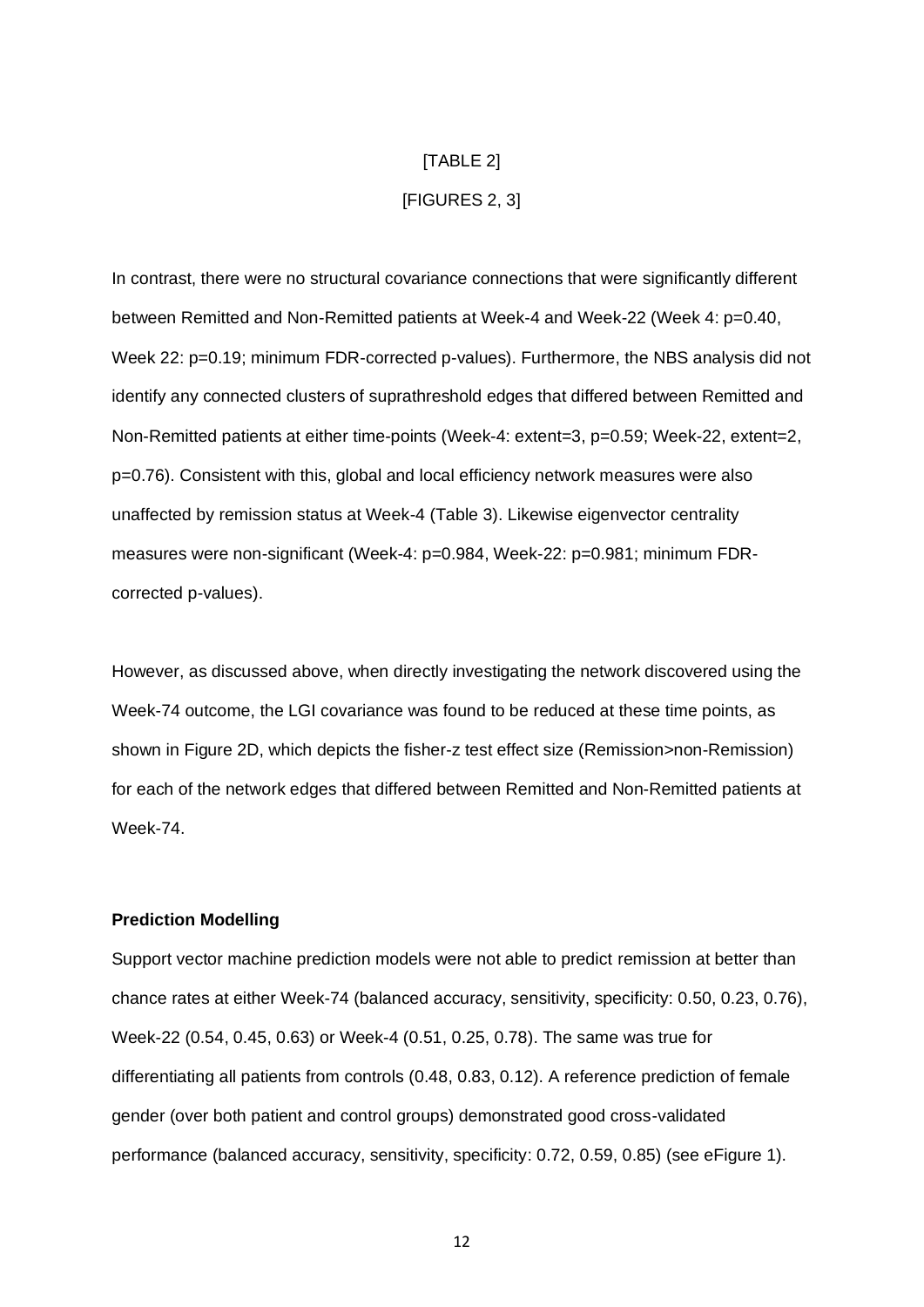[TABLE 2]

[FIGURES 2, 3]

In contrast, there were no structural covariance connections that were significantly different between Remitted and Non-Remitted patients at Week-4 and Week-22 (Week 4: $p=0.40$, Week 22: $p=0.19$; minimum FDR-corrected p-values). Furthermore, the NBS analysis did not identify any connected clusters of suprathreshold edges that differed between Remitted and Non-Remitted patients at either time-points (Week-4: extent=3, $p=0.59$; Week-22, extent=2, $p=0.76$). Consistent with this, global and local efficiency network measures were also unaffected by remission status at Week-4 (Table 3). Likewise eigenvector centrality measures were non-significant (Week-4: $p=0.984$, Week-22: $p=0.981$; minimum FDR-corrected p-values).

However, as discussed above, when directly investigating the network discovered using the Week-74 outcome, the LGI covariance was found to be reduced at these time points, as shown in Figure 2D, which depicts the fisher-z test effect size (Remission>non-Remission) for each of the network edges that differed between Remitted and Non-Remitted patients at Week-74.

**Prediction Modelling**

Support vector machine prediction models were not able to predict remission at better than chance rates at either Week-74 (balanced accuracy, sensitivity, specificity: 0.50, 0.23, 0.76), Week-22 (0.54, 0.45, 0.63) or Week-4 (0.51, 0.25, 0.78). The same was true for differentiating all patients from controls (0.48, 0.83, 0.12). A reference prediction of female gender (over both patient and control groups) demonstrated good cross-validated performance (balanced accuracy, sensitivity, specificity: 0.72, 0.59, 0.85) (see eFigure 1).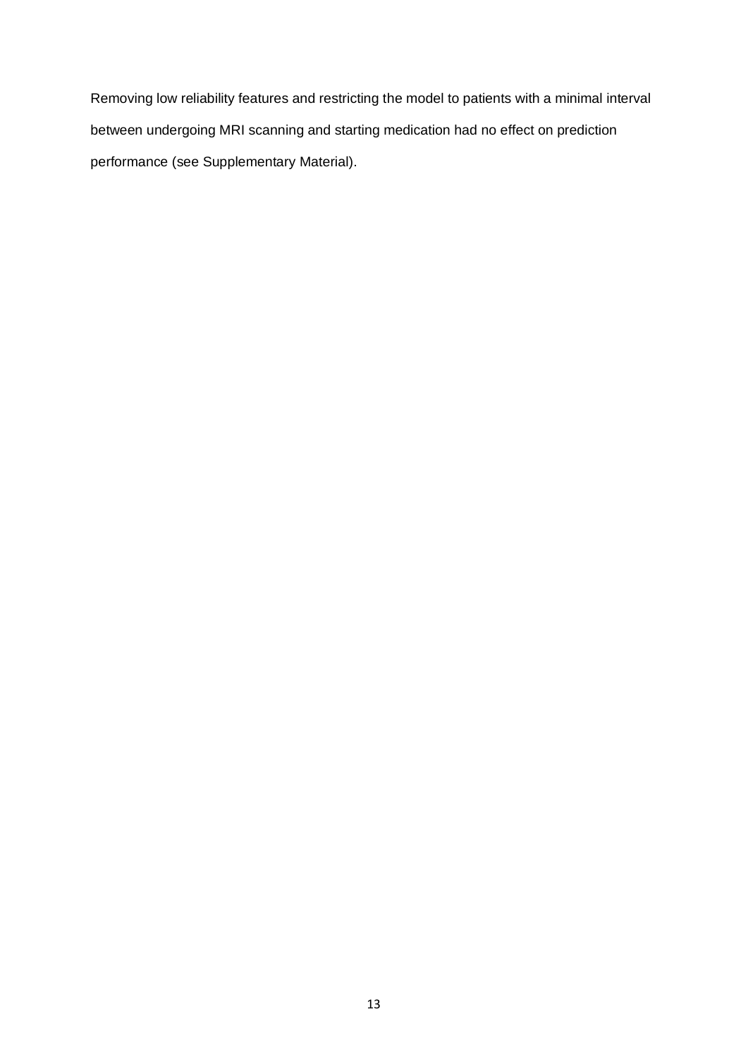Removing low reliability features and restricting the model to patients with a minimal interval between undergoing MRI scanning and starting medication had no effect on prediction performance (see Supplementary Material).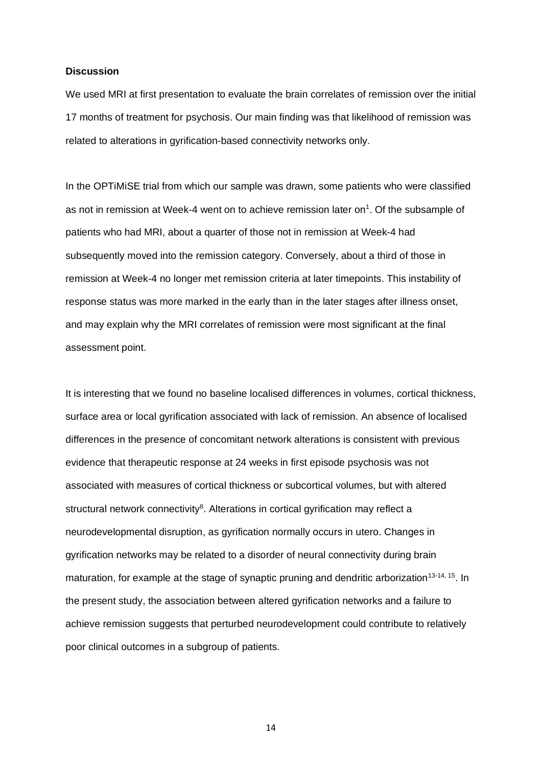**Discussion**

We used MRI at first presentation to evaluate the brain correlates of remission over the initial 17 months of treatment for psychosis. Our main finding was that likelihood of remission was related to alterations in gyrification-based connectivity networks only.

In the OPTiMiSE trial from which our sample was drawn, some patients who were classified as not in remission at Week-4 went on to achieve remission later on[1]. Of the subsample of patients who had MRI, about a quarter of those not in remission at Week-4 had subsequently moved into the remission category. Conversely, about a third of those in remission at Week-4 no longer met remission criteria at later timepoints. This instability of response status was more marked in the early than in the later stages after illness onset, and may explain why the MRI correlates of remission were most significant at the final assessment point.

It is interesting that we found no baseline localised differences in volumes, cortical thickness, surface area or local gyrification associated with lack of remission. An absence of localised differences in the presence of concomitant network alterations is consistent with previous evidence that therapeutic response at 24 weeks in first episode psychosis was not associated with measures of cortical thickness or subcortical volumes, but with altered structural network connectivity[8]. Alterations in cortical gyrification may reflect a neurodevelopmental disruption, as gyrification normally occurs in utero. Changes in gyrification networks may be related to a disorder of neural connectivity during brain maturation, for example at the stage of synaptic pruning and dendritic arborization[13-14, 15]. In the present study, the association between altered gyrification networks and a failure to achieve remission suggests that perturbed neurodevelopment could contribute to relatively poor clinical outcomes in a subgroup of patients.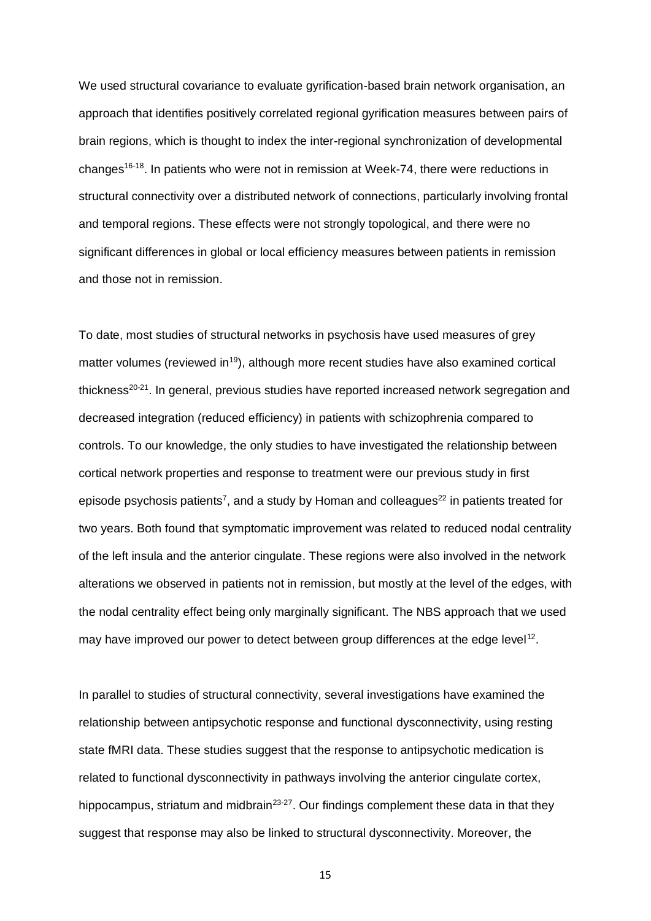We used structural covariance to evaluate gyrification-based brain network organisation, an approach that identifies positively correlated regional gyrification measures between pairs of brain regions, which is thought to index the inter-regional synchronization of developmental changes[16-18]. In patients who were not in remission at Week-74, there were reductions in structural connectivity over a distributed network of connections, particularly involving frontal and temporal regions. These effects were not strongly topological, and there were no significant differences in global or local efficiency measures between patients in remission and those not in remission.

To date, most studies of structural networks in psychosis have used measures of grey matter volumes (reviewed in[19]), although more recent studies have also examined cortical thickness[20-21]. In general, previous studies have reported increased network segregation and decreased integration (reduced efficiency) in patients with schizophrenia compared to controls. To our knowledge, the only studies to have investigated the relationship between cortical network properties and response to treatment were our previous study in first episode psychosis patients[7], and a study by Homan and colleagues[22] in patients treated for two years. Both found that symptomatic improvement was related to reduced nodal centrality of the left insula and the anterior cingulate. These regions were also involved in the network alterations we observed in patients not in remission, but mostly at the level of the edges, with the nodal centrality effect being only marginally significant. The NBS approach that we used may have improved our power to detect between group differences at the edge level[12].

In parallel to studies of structural connectivity, several investigations have examined the relationship between antipsychotic response and functional dysconnectivity, using resting state fMRI data. These studies suggest that the response to antipsychotic medication is related to functional dysconnectivity in pathways involving the anterior cingulate cortex, hippocampus, striatum and midbrain[23-27]. Our findings complement these data in that they suggest that response may also be linked to structural dysconnectivity. Moreover, the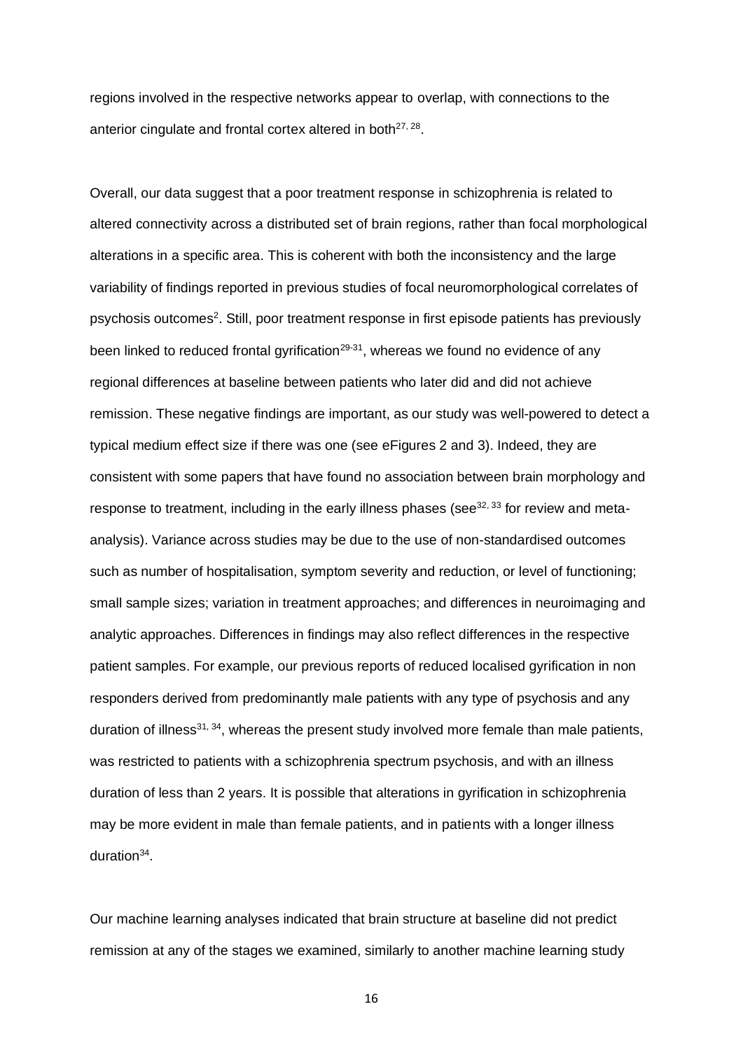regions involved in the respective networks appear to overlap, with connections to the anterior cingulate and frontal cortex altered in both[27, 28].

Overall, our data suggest that a poor treatment response in schizophrenia is related to altered connectivity across a distributed set of brain regions, rather than focal morphological alterations in a specific area. This is coherent with both the inconsistency and the large variability of findings reported in previous studies of focal neuromorphological correlates of psychosis outcomes[2]. Still, poor treatment response in first episode patients has previously been linked to reduced frontal gyrification[29-31], whereas we found no evidence of any regional differences at baseline between patients who later did and did not achieve remission. These negative findings are important, as our study was well-powered to detect a typical medium effect size if there was one (see eFigures 2 and 3). Indeed, they are consistent with some papers that have found no association between brain morphology and response to treatment, including in the early illness phases (see[32, 33] for review and meta-analysis). Variance across studies may be due to the use of non-standardised outcomes such as number of hospitalisation, symptom severity and reduction, or level of functioning; small sample sizes; variation in treatment approaches; and differences in neuroimaging and analytic approaches. Differences in findings may also reflect differences in the respective patient samples. For example, our previous reports of reduced localised gyrification in non responders derived from predominantly male patients with any type of psychosis and any duration of illness[31, 34], whereas the present study involved more female than male patients, was restricted to patients with a schizophrenia spectrum psychosis, and with an illness duration of less than 2 years. It is possible that alterations in gyrification in schizophrenia may be more evident in male than female patients, and in patients with a longer illness duration[34].

Our machine learning analyses indicated that brain structure at baseline did not predict remission at any of the stages we examined, similarly to another machine learning study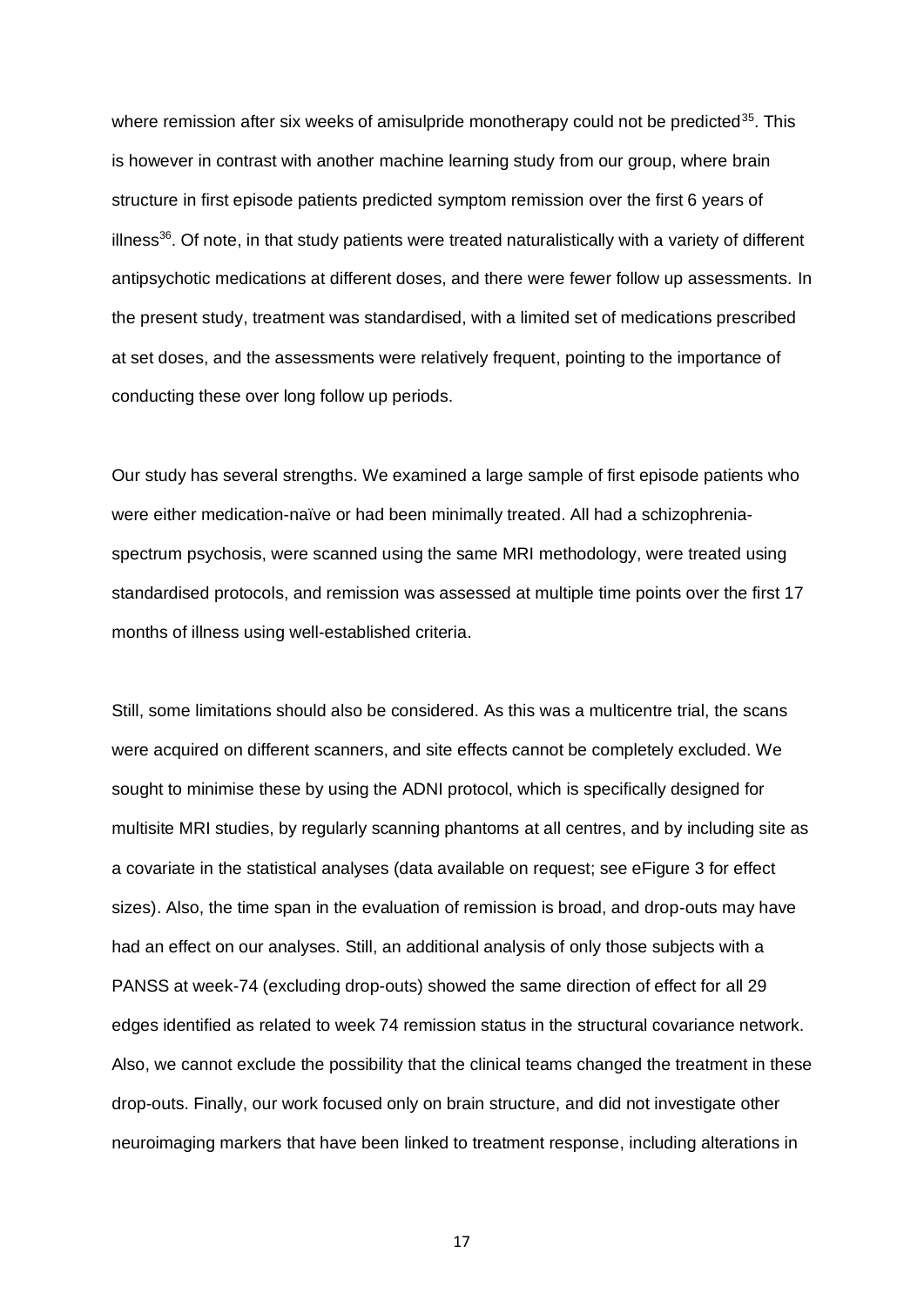where remission after six weeks of amisulpride monotherapy could not be predicted[35]. This is however in contrast with another machine learning study from our group, where brain structure in first episode patients predicted symptom remission over the first 6 years of illness[36]. Of note, in that study patients were treated naturalistically with a variety of different antipsychotic medications at different doses, and there were fewer follow up assessments. In the present study, treatment was standardised, with a limited set of medications prescribed at set doses, and the assessments were relatively frequent, pointing to the importance of conducting these over long follow up periods.

Our study has several strengths. We examined a large sample of first episode patients who were either medication-naïve or had been minimally treated. All had a schizophrenia-spectrum psychosis, were scanned using the same MRI methodology, were treated using standardised protocols, and remission was assessed at multiple time points over the first 17 months of illness using well-established criteria.

Still, some limitations should also be considered. As this was a multicentre trial, the scans were acquired on different scanners, and site effects cannot be completely excluded. We sought to minimise these by using the ADNI protocol, which is specifically designed for multisite MRI studies, by regularly scanning phantoms at all centres, and by including site as a covariate in the statistical analyses (data available on request; see eFigure 3 for effect sizes). Also, the time span in the evaluation of remission is broad, and drop-outs may have had an effect on our analyses. Still, an additional analysis of only those subjects with a PANSS at week-74 (excluding drop-outs) showed the same direction of effect for all 29 edges identified as related to week 74 remission status in the structural covariance network. Also, we cannot exclude the possibility that the clinical teams changed the treatment in these drop-outs. Finally, our work focused only on brain structure, and did not investigate other neuroimaging markers that have been linked to treatment response, including alterations in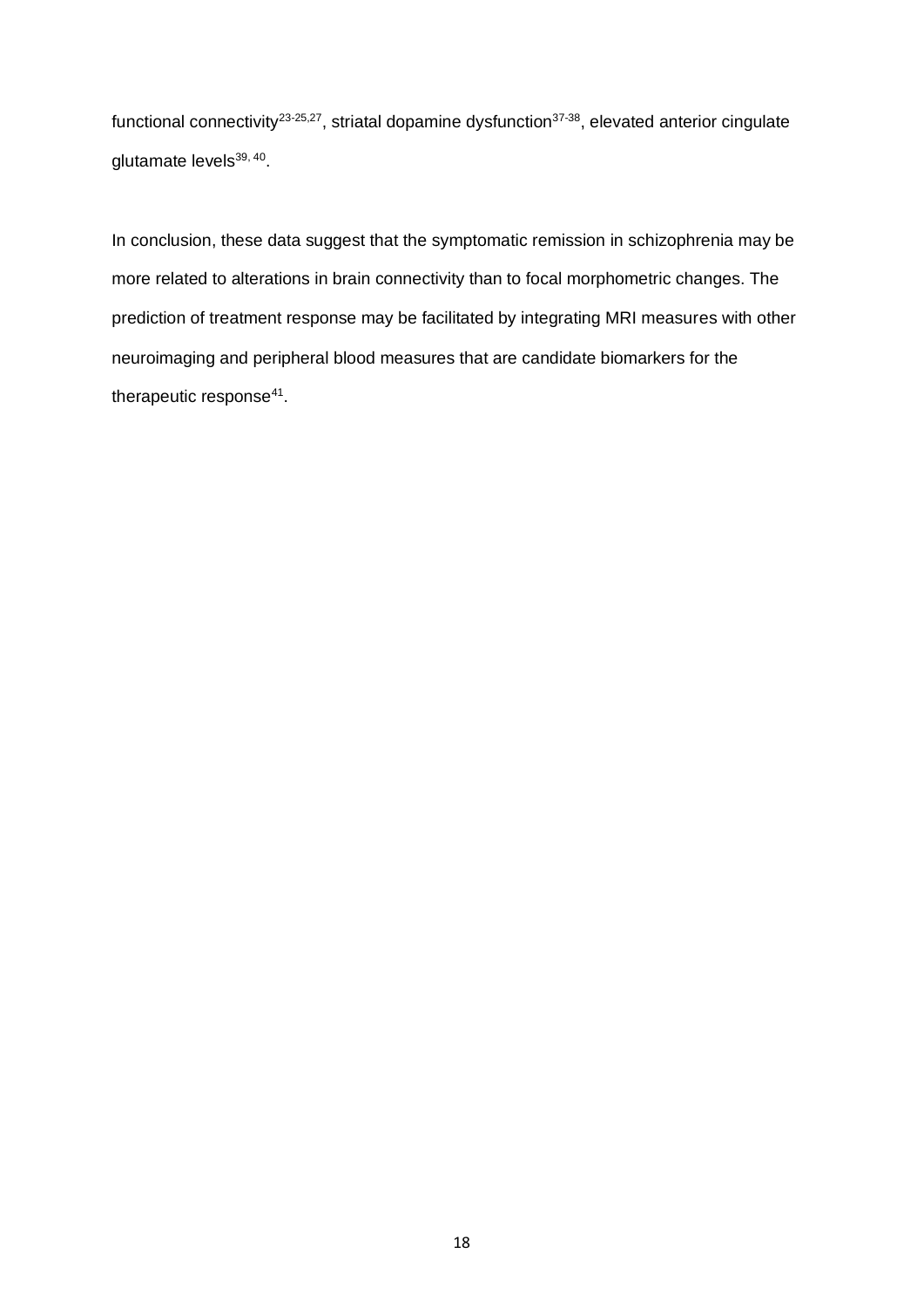functional connectivity[23-25,27], striatal dopamine dysfunction[37-38], elevated anterior cingulate glutamate levels[39, 40].

In conclusion, these data suggest that the symptomatic remission in schizophrenia may be more related to alterations in brain connectivity than to focal morphometric changes. The prediction of treatment response may be facilitated by integrating MRI measures with other neuroimaging and peripheral blood measures that are candidate biomarkers for the therapeutic response[41].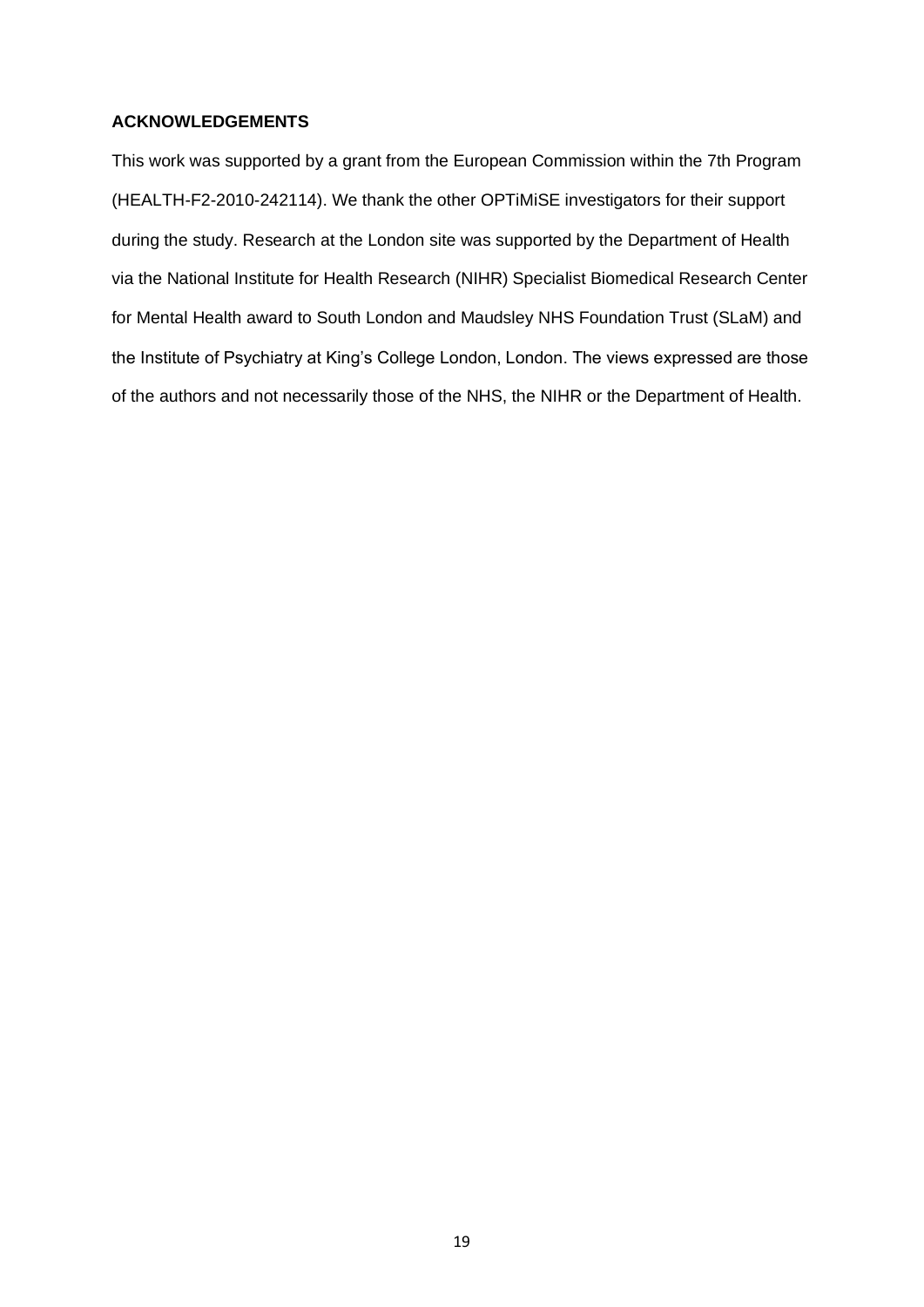## ACKNOWLEDGEMENTS

This work was supported by a grant from the European Commission within the 7th Program (HEALTH-F2-2010-242114). We thank the other OPTiMiSE investigators for their support during the study. Research at the London site was supported by the Department of Health via the National Institute for Health Research (NIHR) Specialist Biomedical Research Center for Mental Health award to South London and Maudsley NHS Foundation Trust (SLaM) and the Institute of Psychiatry at King's College London, London. The views expressed are those of the authors and not necessarily those of the NHS, the NIHR or the Department of Health.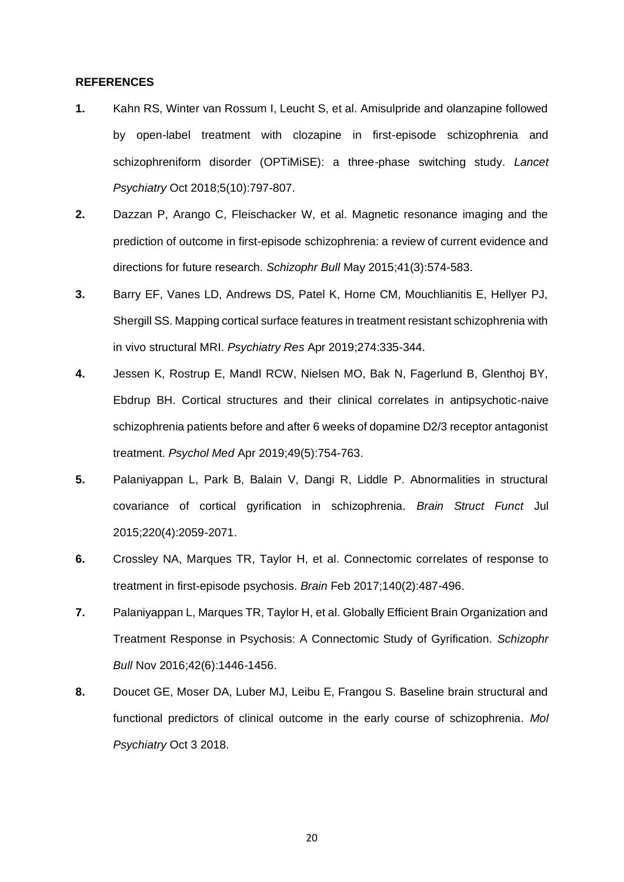**REFERENCES**

1. Kahn RS, Winter van Rossum I, Leucht S, et al. Amisulpride and olanzapine followed by open-label treatment with clozapine in first-episode schizophrenia and schizophreniform disorder (OPTiMiSE): a three-phase switching study. *Lancet Psychiatry* Oct 2018;5(10):797-807.
2. Dazzan P, Arango C, Fleischacker W, et al. Magnetic resonance imaging and the prediction of outcome in first-episode schizophrenia: a review of current evidence and directions for future research. *Schizophr Bull* May 2015;41(3):574-583.
3. Barry EF, Vanes LD, Andrews DS, Patel K, Horne CM, Mouchlianitis E, Hellyer PJ, Shergill SS. Mapping cortical surface features in treatment resistant schizophrenia with in vivo structural MRI. *Psychiatry Res* Apr 2019;274:335-344.
4. Jessen K, Rostrup E, Mandl RCW, Nielsen MO, Bak N, Fagerlund B, Glenthoj BY, Ebdrup BH. Cortical structures and their clinical correlates in antipsychotic-naive schizophrenia patients before and after 6 weeks of dopamine D2/3 receptor antagonist treatment. *Psychol Med* Apr 2019;49(5):754-763.
5. Palaniyappan L, Park B, Balain V, Dangi R, Liddle P. Abnormalities in structural covariance of cortical gyrification in schizophrenia. *Brain Struct Funct* Jul 2015;220(4):2059-2071.
6. Crossley NA, Marques TR, Taylor H, et al. Connectomic correlates of response to treatment in first-episode psychosis. *Brain* Feb 2017;140(2):487-496.
7. Palaniyappan L, Marques TR, Taylor H, et al. Globally Efficient Brain Organization and Treatment Response in Psychosis: A Connectomic Study of Gyrification. *Schizophr Bull* Nov 2016;42(6):1446-1456.
8. Doucet GE, Moser DA, Luber MJ, Leibu E, Frangou S. Baseline brain structural and functional predictors of clinical outcome in the early course of schizophrenia. *Mol Psychiatry* Oct 3 2018.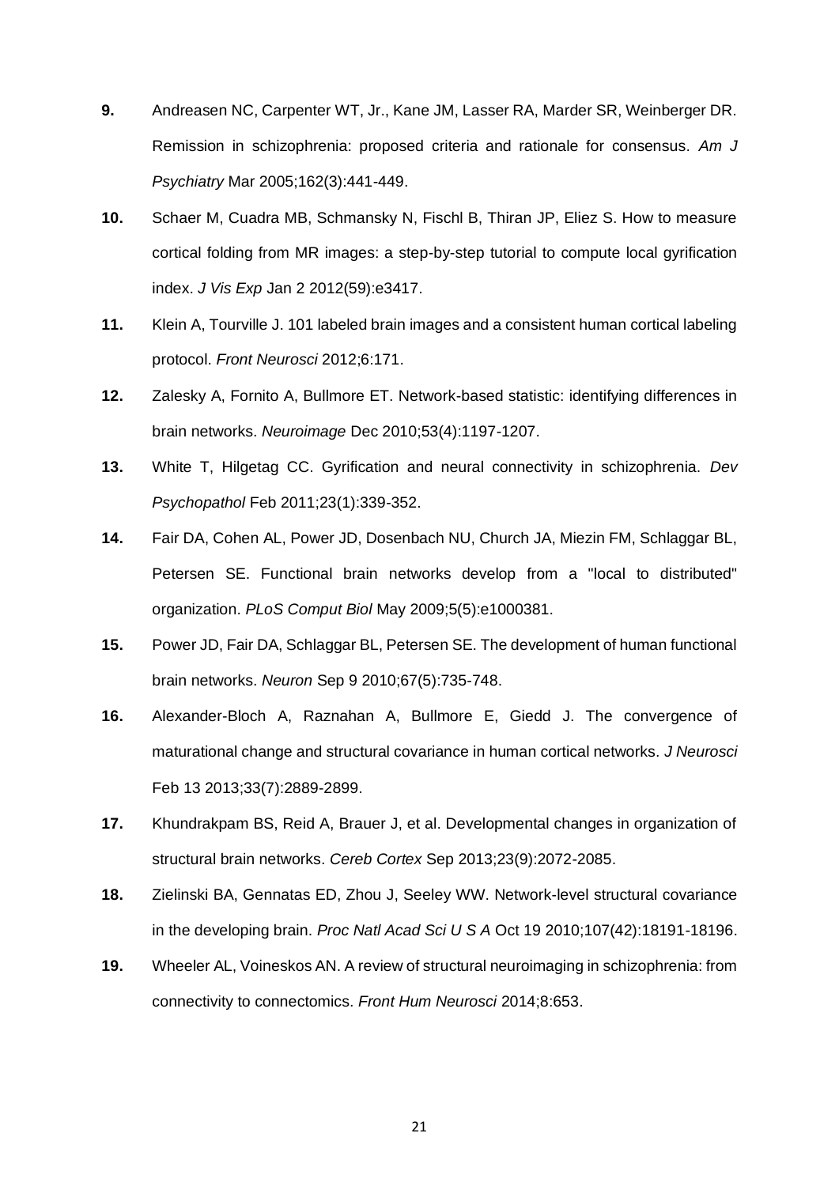**9.** Andreasen NC, Carpenter WT, Jr., Kane JM, Lasser RA, Marder SR, Weinberger DR. Remission in schizophrenia: proposed criteria and rationale for consensus. *Am J Psychiatry* Mar 2005;162(3):441-449.

**10.** Schaer M, Cuadra MB, Schmansky N, Fischl B, Thiran JP, Eliez S. How to measure cortical folding from MR images: a step-by-step tutorial to compute local gyrification index. *J Vis Exp* Jan 2 2012(59):e3417.

**11.** Klein A, Tourville J. 101 labeled brain images and a consistent human cortical labeling protocol. *Front Neurosci* 2012;6:171.

**12.** Zalesky A, Fornito A, Bullmore ET. Network-based statistic: identifying differences in brain networks. *Neuroimage* Dec 2010;53(4):1197-1207.

**13.** White T, Hilgetag CC. Gyrification and neural connectivity in schizophrenia. *Dev Psychopathol* Feb 2011;23(1):339-352.

**14.** Fair DA, Cohen AL, Power JD, Dosenbach NU, Church JA, Miezin FM, Schlaggar BL, Petersen SE. Functional brain networks develop from a "local to distributed" organization. *PLoS Comput Biol* May 2009;5(5):e1000381.

**15.** Power JD, Fair DA, Schlaggar BL, Petersen SE. The development of human functional brain networks. *Neuron* Sep 9 2010;67(5):735-748.

**16.** Alexander-Bloch A, Raznahan A, Bullmore E, Giedd J. The convergence of maturational change and structural covariance in human cortical networks. *J Neurosci* Feb 13 2013;33(7):2889-2899.

**17.** Khundrakpam BS, Reid A, Brauer J, et al. Developmental changes in organization of structural brain networks. *Cereb Cortex* Sep 2013;23(9):2072-2085.

**18.** Zielinski BA, Gennatas ED, Zhou J, Seeley WW. Network-level structural covariance in the developing brain. *Proc Natl Acad Sci U S A* Oct 19 2010;107(42):18191-18196.

**19.** Wheeler AL, Voineskos AN. A review of structural neuroimaging in schizophrenia: from connectivity to connectomics. *Front Hum Neurosci* 2014;8:653.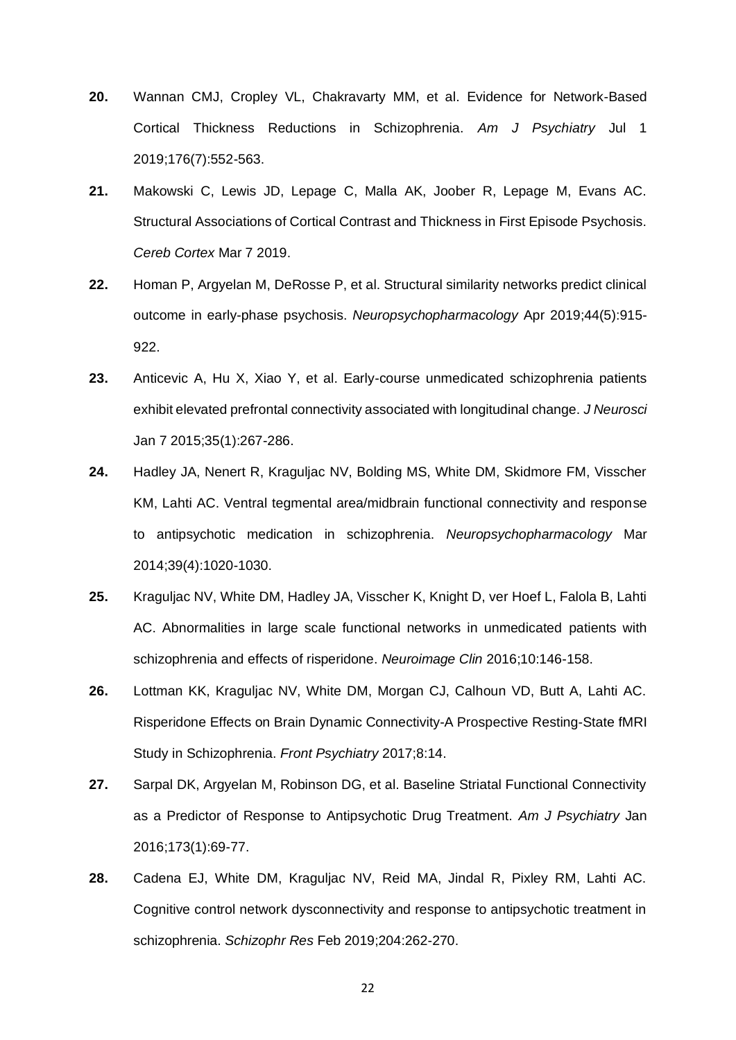**20.** Wannan CMJ, Cropley VL, Chakravarty MM, et al. Evidence for Network-Based Cortical Thickness Reductions in Schizophrenia. *Am J Psychiatry* Jul 1 2019;176(7):552-563.

**21.** Makowski C, Lewis JD, Lepage C, Malla AK, Joober R, Lepage M, Evans AC. Structural Associations of Cortical Contrast and Thickness in First Episode Psychosis. *Cereb Cortex* Mar 7 2019.

**22.** Homan P, Argyelan M, DeRosse P, et al. Structural similarity networks predict clinical outcome in early-phase psychosis. *Neuropsychopharmacology* Apr 2019;44(5):915-922.

**23.** Anticevic A, Hu X, Xiao Y, et al. Early-course unmedicated schizophrenia patients exhibit elevated prefrontal connectivity associated with longitudinal change. *J Neurosci* Jan 7 2015;35(1):267-286.

**24.** Hadley JA, Nenert R, Kraguljac NV, Bolding MS, White DM, Skidmore FM, Visscher KM, Lahti AC. Ventral tegmental area/midbrain functional connectivity and response to antipsychotic medication in schizophrenia. *Neuropsychopharmacology* Mar 2014;39(4):1020-1030.

**25.** Kraguljac NV, White DM, Hadley JA, Visscher K, Knight D, ver Hoef L, Falola B, Lahti AC. Abnormalities in large scale functional networks in unmedicated patients with schizophrenia and effects of risperidone. *Neuroimage Clin* 2016;10:146-158.

**26.** Lottman KK, Kraguljac NV, White DM, Morgan CJ, Calhoun VD, Butt A, Lahti AC. Risperidone Effects on Brain Dynamic Connectivity-A Prospective Resting-State fMRI Study in Schizophrenia. *Front Psychiatry* 2017;8:14.

**27.** Sarpal DK, Argyelan M, Robinson DG, et al. Baseline Striatal Functional Connectivity as a Predictor of Response to Antipsychotic Drug Treatment. *Am J Psychiatry* Jan 2016;173(1):69-77.

**28.** Cadena EJ, White DM, Kraguljac NV, Reid MA, Jindal R, Pixley RM, Lahti AC. Cognitive control network dysconnectivity and response to antipsychotic treatment in schizophrenia. *Schizophr Res* Feb 2019;204:262-270.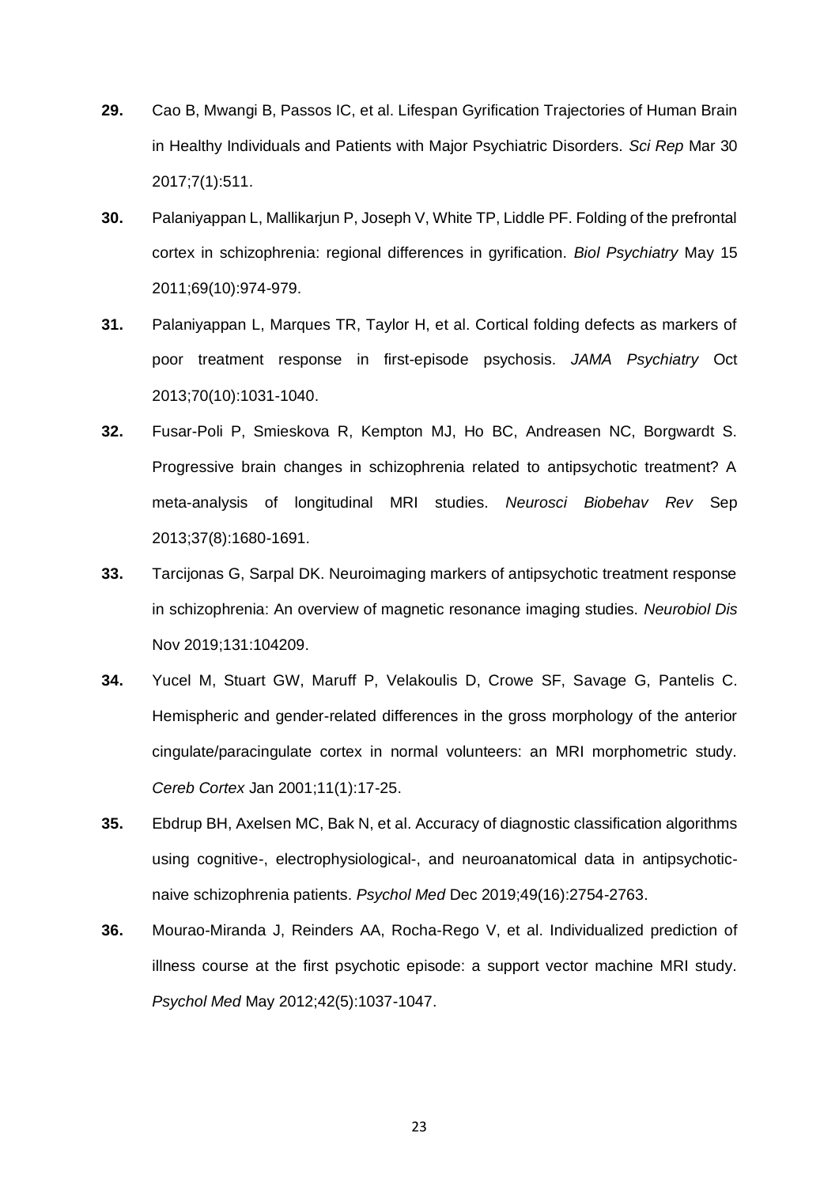29. Cao B, Mwangi B, Passos IC, et al. Lifespan Gyrification Trajectories of Human Brain in Healthy Individuals and Patients with Major Psychiatric Disorders. *Sci Rep* Mar 30 2017;7(1):511.

30. Palaniyappan L, Mallikarjun P, Joseph V, White TP, Liddle PF. Folding of the prefrontal cortex in schizophrenia: regional differences in gyrification. *Biol Psychiatry* May 15 2011;69(10):974-979.

31. Palaniyappan L, Marques TR, Taylor H, et al. Cortical folding defects as markers of poor treatment response in first-episode psychosis. *JAMA Psychiatry* Oct 2013;70(10):1031-1040.

32. Fusar-Poli P, Smieskova R, Kempton MJ, Ho BC, Andreasen NC, Borgwardt S. Progressive brain changes in schizophrenia related to antipsychotic treatment? A meta-analysis of longitudinal MRI studies. *Neurosci Biobehav Rev* Sep 2013;37(8):1680-1691.

33. Tarcijonas G, Sarpal DK. Neuroimaging markers of antipsychotic treatment response in schizophrenia: An overview of magnetic resonance imaging studies. *Neurobiol Dis* Nov 2019;131:104209.

34. Yucel M, Stuart GW, Maruff P, Velakoulis D, Crowe SF, Savage G, Pantelis C. Hemispheric and gender-related differences in the gross morphology of the anterior cingulate/paracingulate cortex in normal volunteers: an MRI morphometric study. *Cereb Cortex* Jan 2001;11(1):17-25.

35. Ebdrup BH, Axelsen MC, Bak N, et al. Accuracy of diagnostic classification algorithms using cognitive-, electrophysiological-, and neuroanatomical data in antipsychotic-naive schizophrenia patients. *Psychol Med* Dec 2019;49(16):2754-2763.

36. Mourao-Miranda J, Reinders AA, Rocha-Rego V, et al. Individualized prediction of illness course at the first psychotic episode: a support vector machine MRI study. *Psychol Med* May 2012;42(5):1037-1047.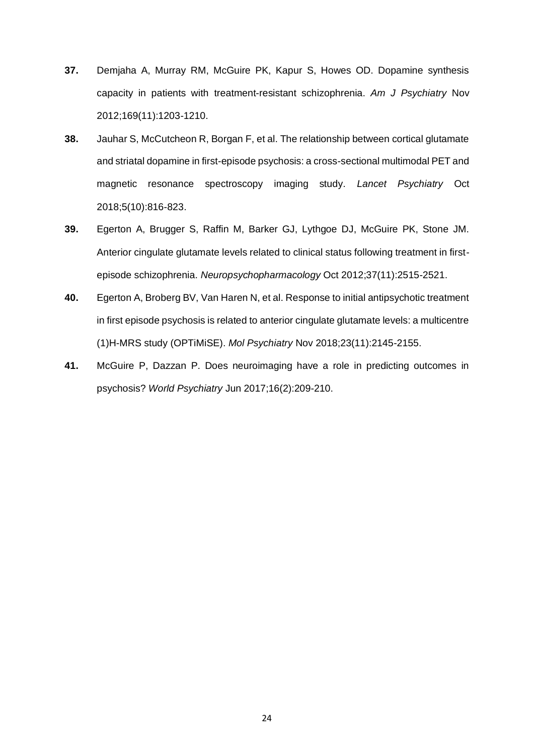**37.** Demjaha A, Murray RM, McGuire PK, Kapur S, Howes OD. Dopamine synthesis capacity in patients with treatment-resistant schizophrenia. *Am J Psychiatry* Nov 2012;169(11):1203-1210.

**38.** Jauhar S, McCutcheon R, Borgan F, et al. The relationship between cortical glutamate and striatal dopamine in first-episode psychosis: a cross-sectional multimodal PET and magnetic resonance spectroscopy imaging study. *Lancet Psychiatry* Oct 2018;5(10):816-823.

**39.** Egerton A, Brugger S, Raffin M, Barker GJ, Lythgoe DJ, McGuire PK, Stone JM. Anterior cingulate glutamate levels related to clinical status following treatment in first-episode schizophrenia. *Neuropsychopharmacology* Oct 2012;37(11):2515-2521.

**40.** Egerton A, Broberg BV, Van Haren N, et al. Response to initial antipsychotic treatment in first episode psychosis is related to anterior cingulate glutamate levels: a multicentre (1)H-MRS study (OPTiMiSE). *Mol Psychiatry* Nov 2018;23(11):2145-2155.

**41.** McGuire P, Dazzan P. Does neuroimaging have a role in predicting outcomes in psychosis? *World Psychiatry* Jun 2017;16(2):209-210.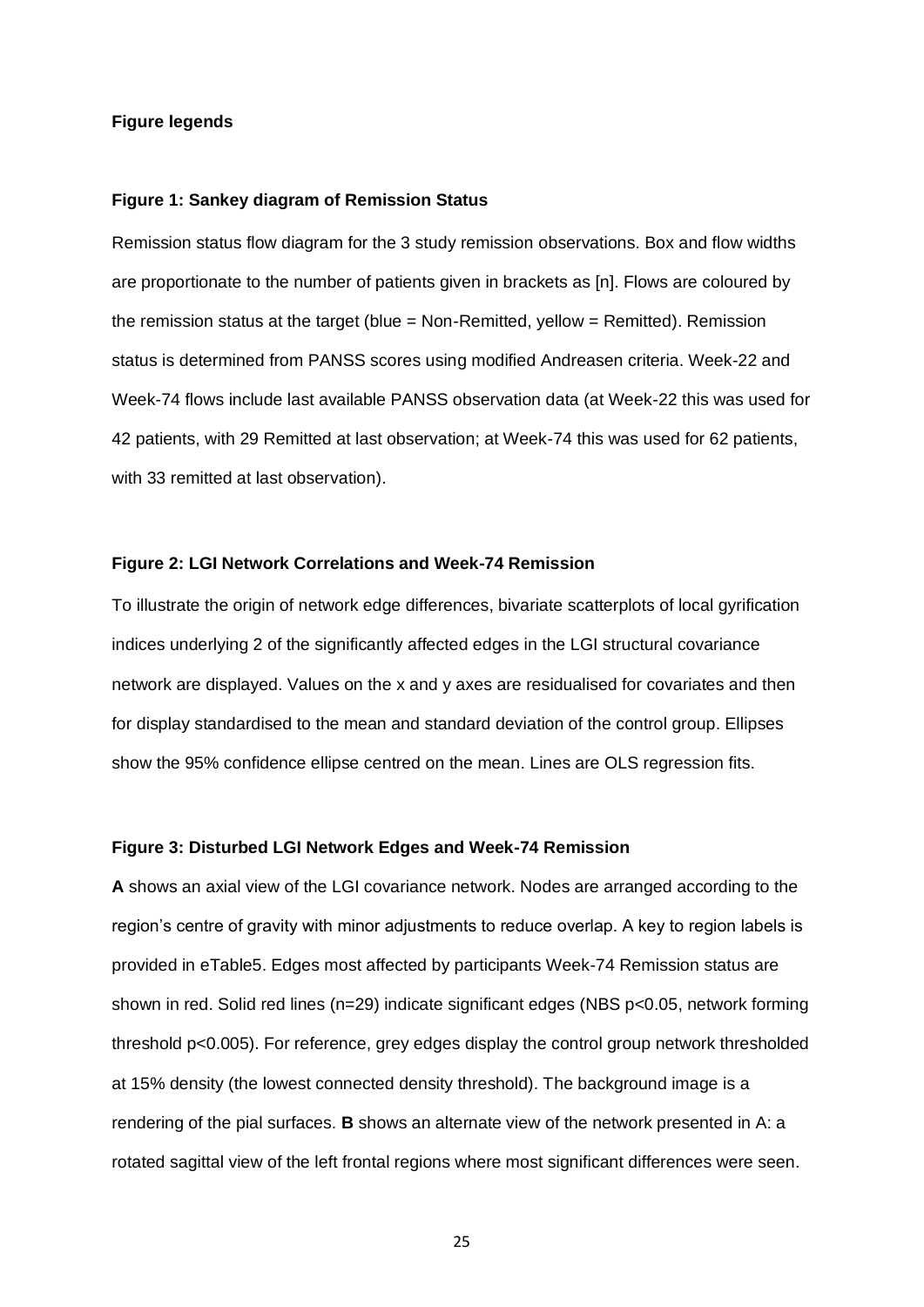### Figure legends

#### Figure 1: Sankey diagram of Remission Status

Remission status flow diagram for the 3 study remission observations. Box and flow widths are proportionate to the number of patients given in brackets as [n]. Flows are coloured by the remission status at the target (blue = Non-Remitted, yellow = Remitted). Remission status is determined from PANSS scores using modified Andreasen criteria. Week-22 and Week-74 flows include last available PANSS observation data (at Week-22 this was used for 42 patients, with 29 Remitted at last observation; at Week-74 this was used for 62 patients, with 33 remitted at last observation).

#### Figure 2: LGI Network Correlations and Week-74 Remission

To illustrate the origin of network edge differences, bivariate scatterplots of local gyrification indices underlying 2 of the significantly affected edges in the LGI structural covariance network are displayed. Values on the x and y axes are residualised for covariates and then for display standardised to the mean and standard deviation of the control group. Ellipses show the 95% confidence ellipse centred on the mean. Lines are OLS regression fits.

#### Figure 3: Disturbed LGI Network Edges and Week-74 Remission

**A** shows an axial view of the LGI covariance network. Nodes are arranged according to the region's centre of gravity with minor adjustments to reduce overlap. A key to region labels is provided in eTable5. Edges most affected by participants Week-74 Remission status are shown in red. Solid red lines (n=29) indicate significant edges (NBS $p<0.05$, network forming threshold $p<0.005$). For reference, grey edges display the control group network thresholded at 15% density (the lowest connected density threshold). The background image is a rendering of the pial surfaces. **B** shows an alternate view of the network presented in A: a rotated sagittal view of the left frontal regions where most significant differences were seen.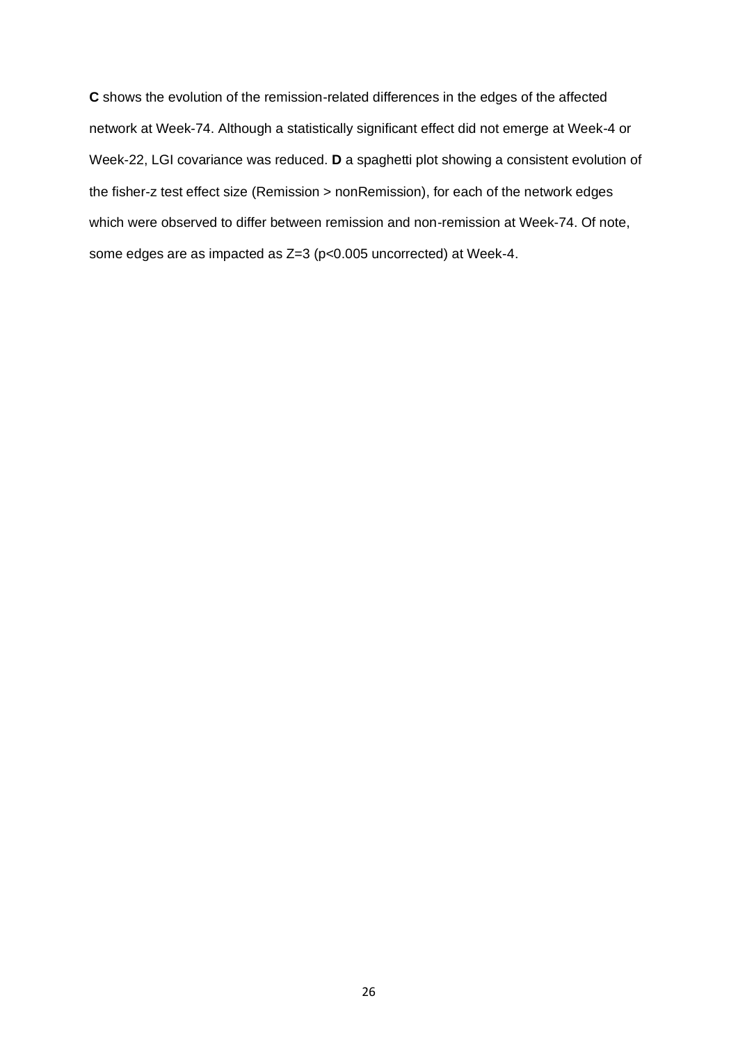**C** shows the evolution of the remission-related differences in the edges of the affected network at Week-74. Although a statistically significant effect did not emerge at Week-4 or Week-22, LGI covariance was reduced. **D** a spaghetti plot showing a consistent evolution of the fisher-z test effect size (Remission > nonRemission), for each of the network edges which were observed to differ between remission and non-remission at Week-74. Of note, some edges are as impacted as $Z=3$ ($p<0.005$ uncorrected) at Week-4.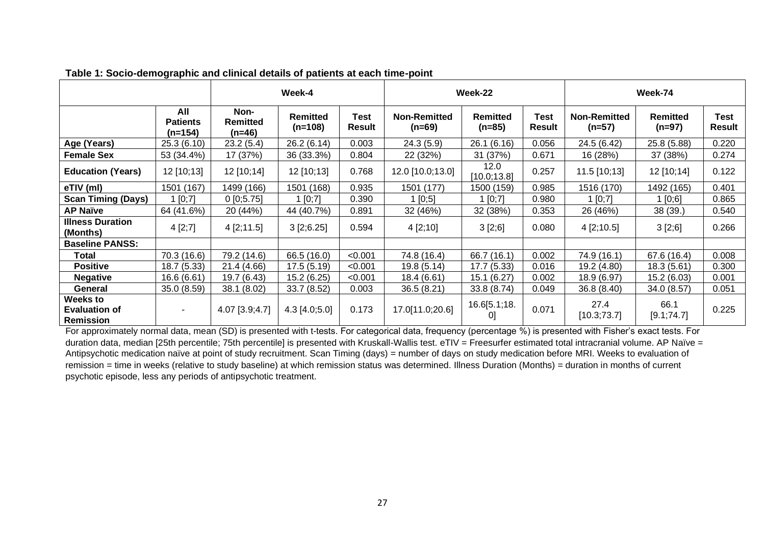**Table 1: Socio-demographic and clinical details of patients at each time-point**

| | | Week-4 | | | Week-22 | | | Week-74 | | |
|---|---|---|---|---|---|---|---|---|---|---|
| | **All Patients (n=154)** | **Non-Remitted (n=46)** | **Remitted (n=108)** | **Test Result** | **Non-Remitted (n=69)** | **Remitted (n=85)** | **Test Result** | **Non-Remitted (n=57)** | **Remitted (n=97)** | **Test Result** |
| **Age (Years)** | 25.3 (6.10) | 23.2 (5.4) | 26.2 (6.14) | 0.003 | 24.3 (5.9) | 26.1 (6.16) | 0.056 | 24.5 (6.42) | 25.8 (5.88) | 0.220 |
| **Female Sex** | 53 (34.4%) | 17 (37%) | 36 (33.3%) | 0.804 | 22 (32%) | 31 (37%) | 0.671 | 16 (28%) | 37 (38%) | 0.274 |
| **Education (Years)** | 12 [10;13] | 12 [10;14] | 12 [10;13] | 0.768 | 12.0 [10.0;13.0] | 12.0 [10.0;13.8] | 0.257 | 11.5 [10;13] | 12 [10;14] | 0.122 |
| **eTIV (ml)** | 1501 (167) | 1499 (166) | 1501 (168) | 0.935 | 1501 (177) | 1500 (159) | 0.985 | 1516 (170) | 1492 (165) | 0.401 |
| **Scan Timing (Days)** | 1 [0;7] | 0 [0;5.75] | 1 [0;7] | 0.390 | 1 [0;5] | 1 [0;7] | 0.980 | 1 [0;7] | 1 [0;6] | 0.865 |
| **AP Naïve** | 64 (41.6%) | 20 (44%) | 44 (40.7%) | 0.891 | 32 (46%) | 32 (38%) | 0.353 | 26 (46%) | 38 (39.) | 0.540 |
| **Illness Duration (Months)** | 4 [2;7] | 4 [2;11.5] | 3 [2;6.25] | 0.594 | 4 [2;10] | 3 [2;6] | 0.080 | 4 [2;10.5] | 3 [2;6] | 0.266 |
| **Baseline PANSS:** | | | | | | | | | | |
| **Total** | 70.3 (16.6) | 79.2 (14.6) | 66.5 (16.0) | <0.001 | 74.8 (16.4) | 66.7 (16.1) | 0.002 | 74.9 (16.1) | 67.6 (16.4) | 0.008 |
| **Positive** | 18.7 (5.33) | 21.4 (4.66) | 17.5 (5.19) | <0.001 | 19.8 (5.14) | 17.7 (5.33) | 0.016 | 19.2 (4.80) | 18.3 (5.61) | 0.300 |
| **Negative** | 16.6 (6.61) | 19.7 (6.43) | 15.2 (6.25) | <0.001 | 18.4 (6.61) | 15.1 (6.27) | 0.002 | 18.9 (6.97) | 15.2 (6.03) | 0.001 |
| **General** | 35.0 (8.59) | 38.1 (8.02) | 33.7 (8.52) | 0.003 | 36.5 (8.21) | 33.8 (8.74) | 0.049 | 36.8 (8.40) | 34.0 (8.57) | 0.051 |
| **Weeks to Evaluation of Remission** | - | 4.07 [3.9;4.7] | 4.3 [4.0;5.0] | 0.173 | 17.0[11.0;20.6] | 16.6[5.1;18.0] | 0.071 | 27.4 [10.3;73.7] | 66.1 [9.1;74.7] | 0.225 |

For approximately normal data, mean (SD) is presented with t-tests. For categorical data, frequency (percentage %) is presented with Fisher's exact tests. For duration data, median [25th percentile; 75th percentile] is presented with Kruskall-Wallis test. eTIV = Freesurfer estimated total intracranial volume. AP Naïve = Antipsychotic medication naïve at point of study recruitment. Scan Timing (days) = number of days on study medication before MRI. Weeks to evaluation of remission = time in weeks (relative to study baseline) at which remission status was determined. Illness Duration (Months) = duration in months of current psychotic episode, less any periods of antipsychotic treatment.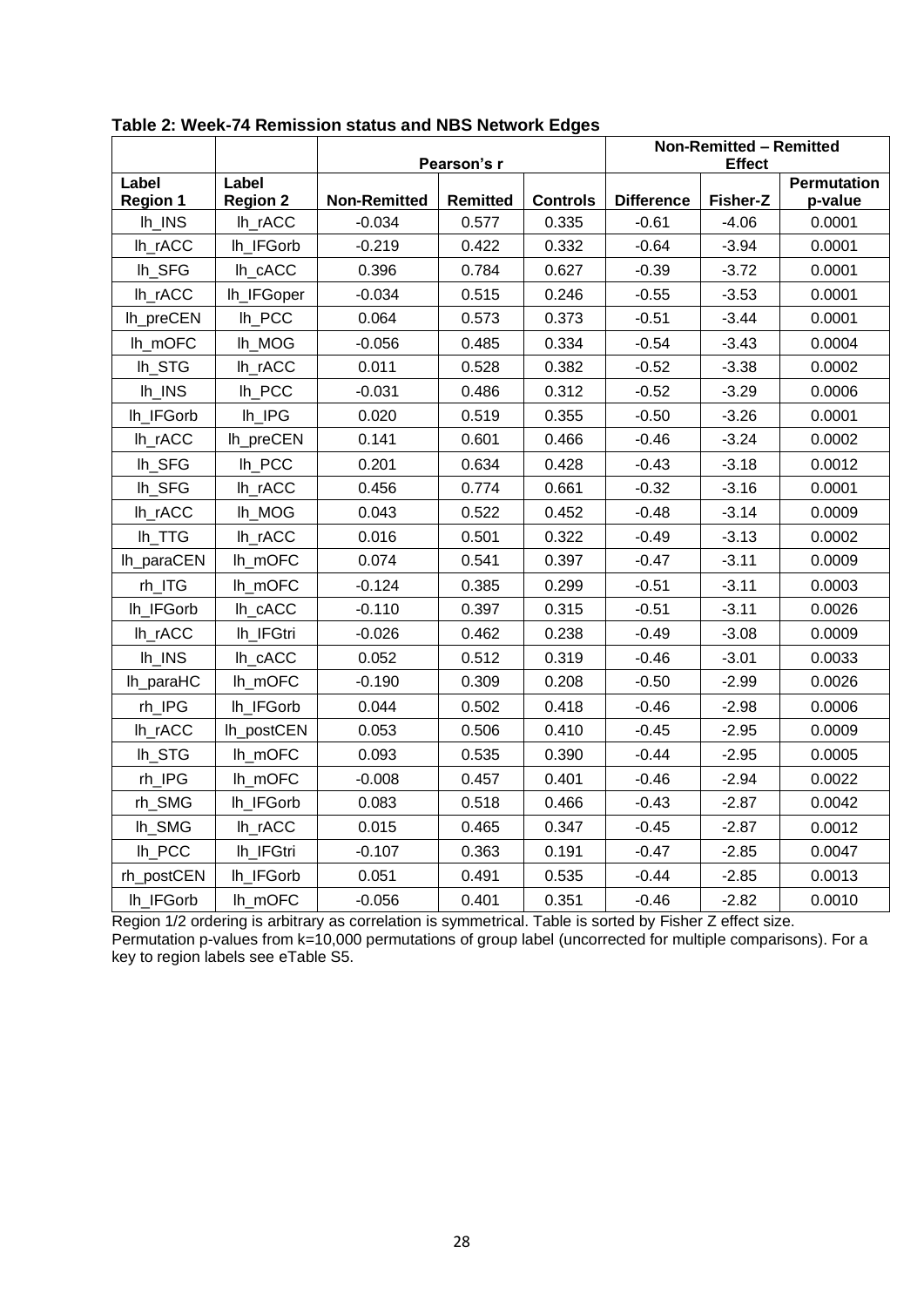**Table 2: Week-74 Remission status and NBS Network Edges**

| | | Pearson's r | | | Non-Remitted – Remitted Effect | | |
|---|---|---|---|---|---|---|---|
| Label Region 1 | Label Region 2 | Non-Remitted | Remitted | Controls | Difference | Fisher-Z | Permutation p-value |
| lh_INS | lh_rACC | -0.034 | 0.577 | 0.335 | -0.61 | -4.06 | 0.0001 |
| lh_rACC | lh_IFGorb | -0.219 | 0.422 | 0.332 | -0.64 | -3.94 | 0.0001 |
| lh_SFG | lh_cACC | 0.396 | 0.784 | 0.627 | -0.39 | -3.72 | 0.0001 |
| lh_rACC | lh_IFGoper | -0.034 | 0.515 | 0.246 | -0.55 | -3.53 | 0.0001 |
| lh_preCEN | lh_PCC | 0.064 | 0.573 | 0.373 | -0.51 | -3.44 | 0.0001 |
| lh_mOFC | lh_MOG | -0.056 | 0.485 | 0.334 | -0.54 | -3.43 | 0.0004 |
| lh_STG | lh_rACC | 0.011 | 0.528 | 0.382 | -0.52 | -3.38 | 0.0002 |
| lh_INS | lh_PCC | -0.031 | 0.486 | 0.312 | -0.52 | -3.29 | 0.0006 |
| lh_IFGorb | lh_IPG | 0.020 | 0.519 | 0.355 | -0.50 | -3.26 | 0.0001 |
| lh_rACC | lh_preCEN | 0.141 | 0.601 | 0.466 | -0.46 | -3.24 | 0.0002 |
| lh_SFG | lh_PCC | 0.201 | 0.634 | 0.428 | -0.43 | -3.18 | 0.0012 |
| lh_SFG | lh_rACC | 0.456 | 0.774 | 0.661 | -0.32 | -3.16 | 0.0001 |
| lh_rACC | lh_MOG | 0.043 | 0.522 | 0.452 | -0.48 | -3.14 | 0.0009 |
| lh_TTG | lh_rACC | 0.016 | 0.501 | 0.322 | -0.49 | -3.13 | 0.0002 |
| lh_paraCEN | lh_mOFC | 0.074 | 0.541 | 0.397 | -0.47 | -3.11 | 0.0009 |
| rh_ITG | lh_mOFC | -0.124 | 0.385 | 0.299 | -0.51 | -3.11 | 0.0003 |
| lh_IFGorb | lh_cACC | -0.110 | 0.397 | 0.315 | -0.51 | -3.11 | 0.0026 |
| lh_rACC | lh_IFGtri | -0.026 | 0.462 | 0.238 | -0.49 | -3.08 | 0.0009 |
| lh_INS | lh_cACC | 0.052 | 0.512 | 0.319 | -0.46 | -3.01 | 0.0033 |
| lh_paraHC | lh_mOFC | -0.190 | 0.309 | 0.208 | -0.50 | -2.99 | 0.0026 |
| rh_IPG | lh_IFGorb | 0.044 | 0.502 | 0.418 | -0.46 | -2.98 | 0.0006 |
| lh_rACC | lh_postCEN | 0.053 | 0.506 | 0.410 | -0.45 | -2.95 | 0.0009 |
| lh_STG | lh_mOFC | 0.093 | 0.535 | 0.390 | -0.44 | -2.95 | 0.0005 |
| rh_IPG | lh_mOFC | -0.008 | 0.457 | 0.401 | -0.46 | -2.94 | 0.0022 |
| rh_SMG | lh_IFGorb | 0.083 | 0.518 | 0.466 | -0.43 | -2.87 | 0.0042 |
| lh_SMG | lh_rACC | 0.015 | 0.465 | 0.347 | -0.45 | -2.87 | 0.0012 |
| lh_PCC | lh_IFGtri | -0.107 | 0.363 | 0.191 | -0.47 | -2.85 | 0.0047 |
| rh_postCEN | lh_IFGorb | 0.051 | 0.491 | 0.535 | -0.44 | -2.85 | 0.0013 |
| lh_IFGorb | lh_mOFC | -0.056 | 0.401 | 0.351 | -0.46 | -2.82 | 0.0010 |

Region 1/2 ordering is arbitrary as correlation is symmetrical. Table is sorted by Fisher Z effect size. Permutation p-values from k=10,000 permutations of group label (uncorrected for multiple comparisons). For a key to region labels see eTable S5.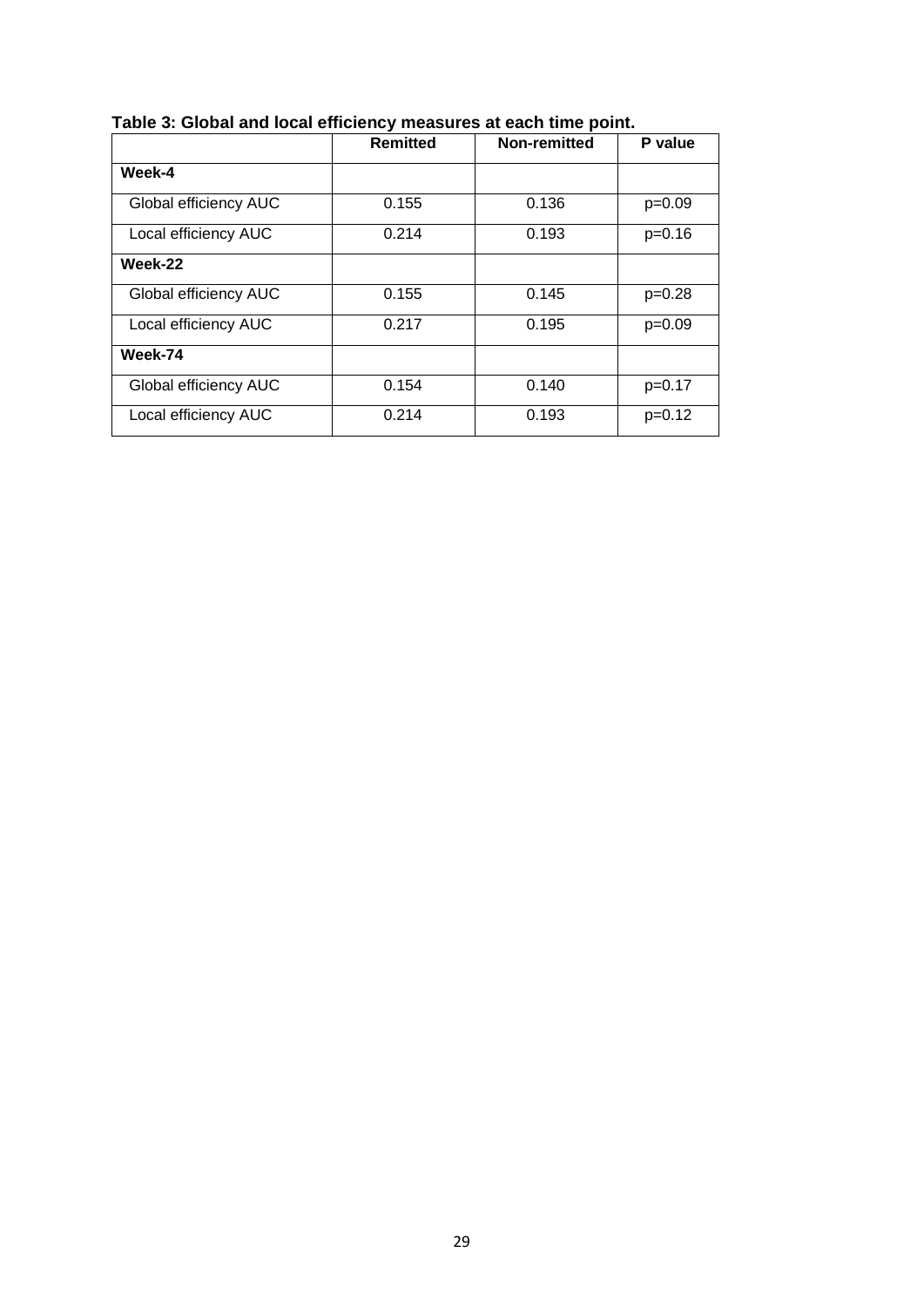**Table 3: Global and local efficiency measures at each time point.**

| | Remitted | Non-remitted | P value |
|---|---|---|---|
| **Week-4** | | | |
| Global efficiency AUC | 0.155 | 0.136 | p=0.09 |
| Local efficiency AUC | 0.214 | 0.193 | p=0.16 |
| **Week-22** | | | |
| Global efficiency AUC | 0.155 | 0.145 | p=0.28 |
| Local efficiency AUC | 0.217 | 0.195 | p=0.09 |
| **Week-74** | | | |
| Global efficiency AUC | 0.154 | 0.140 | p=0.17 |
| Local efficiency AUC | 0.214 | 0.193 | p=0.12 |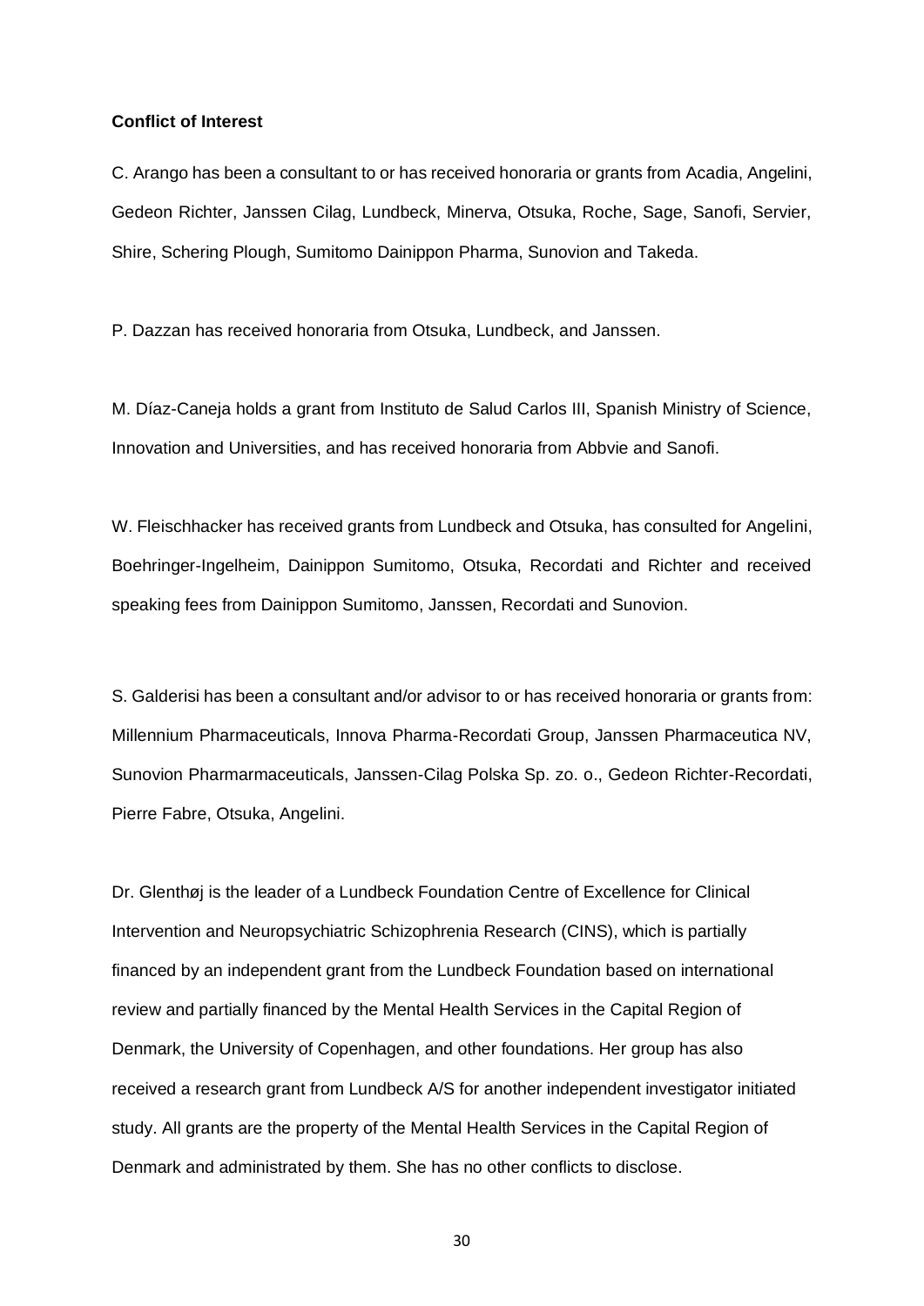**Conflict of Interest**

C. Arango has been a consultant to or has received honoraria or grants from Acadia, Angelini, Gedeon Richter, Janssen Cilag, Lundbeck, Minerva, Otsuka, Roche, Sage, Sanofi, Servier, Shire, Schering Plough, Sumitomo Dainippon Pharma, Sunovion and Takeda.

P. Dazzan has received honoraria from Otsuka, Lundbeck, and Janssen.

M. Díaz-Caneja holds a grant from Instituto de Salud Carlos III, Spanish Ministry of Science, Innovation and Universities, and has received honoraria from Abbvie and Sanofi.

W. Fleischhacker has received grants from Lundbeck and Otsuka, has consulted for Angelini, Boehringer-Ingelheim, Dainippon Sumitomo, Otsuka, Recordati and Richter and received speaking fees from Dainippon Sumitomo, Janssen, Recordati and Sunovion.

S. Galderisi has been a consultant and/or advisor to or has received honoraria or grants from: Millennium Pharmaceuticals, Innova Pharma-Recordati Group, Janssen Pharmaceutica NV, Sunovion Pharmarmaceuticals, Janssen-Cilag Polska Sp. zo. o., Gedeon Richter-Recordati, Pierre Fabre, Otsuka, Angelini.

Dr. Glenthøj is the leader of a Lundbeck Foundation Centre of Excellence for Clinical Intervention and Neuropsychiatric Schizophrenia Research (CINS), which is partially financed by an independent grant from the Lundbeck Foundation based on international review and partially financed by the Mental Health Services in the Capital Region of Denmark, the University of Copenhagen, and other foundations. Her group has also received a research grant from Lundbeck A/S for another independent investigator initiated study. All grants are the property of the Mental Health Services in the Capital Region of Denmark and administrated by them. She has no other conflicts to disclose.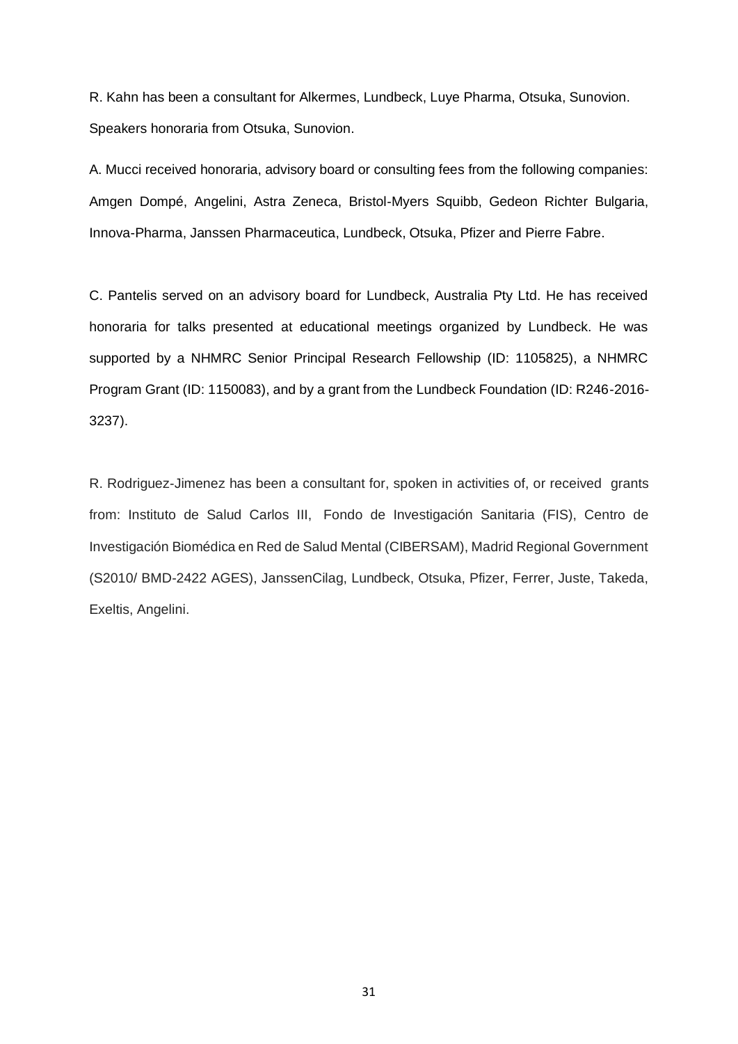R. Kahn has been a consultant for Alkermes, Lundbeck, Luye Pharma, Otsuka, Sunovion. Speakers honoraria from Otsuka, Sunovion.

A. Mucci received honoraria, advisory board or consulting fees from the following companies: Amgen Dompé, Angelini, Astra Zeneca, Bristol-Myers Squibb, Gedeon Richter Bulgaria, Innova-Pharma, Janssen Pharmaceutica, Lundbeck, Otsuka, Pfizer and Pierre Fabre.

C. Pantelis served on an advisory board for Lundbeck, Australia Pty Ltd. He has received honoraria for talks presented at educational meetings organized by Lundbeck. He was supported by a NHMRC Senior Principal Research Fellowship (ID: 1105825), a NHMRC Program Grant (ID: 1150083), and by a grant from the Lundbeck Foundation (ID: R246-2016-3237).

R. Rodriguez-Jimenez has been a consultant for, spoken in activities of, or received grants from: Instituto de Salud Carlos III, Fondo de Investigación Sanitaria (FIS), Centro de Investigación Biomédica en Red de Salud Mental (CIBERSAM), Madrid Regional Government (S2010/ BMD-2422 AGES), JanssenCilag, Lundbeck, Otsuka, Pfizer, Ferrer, Juste, Takeda, Exeltis, Angelini.